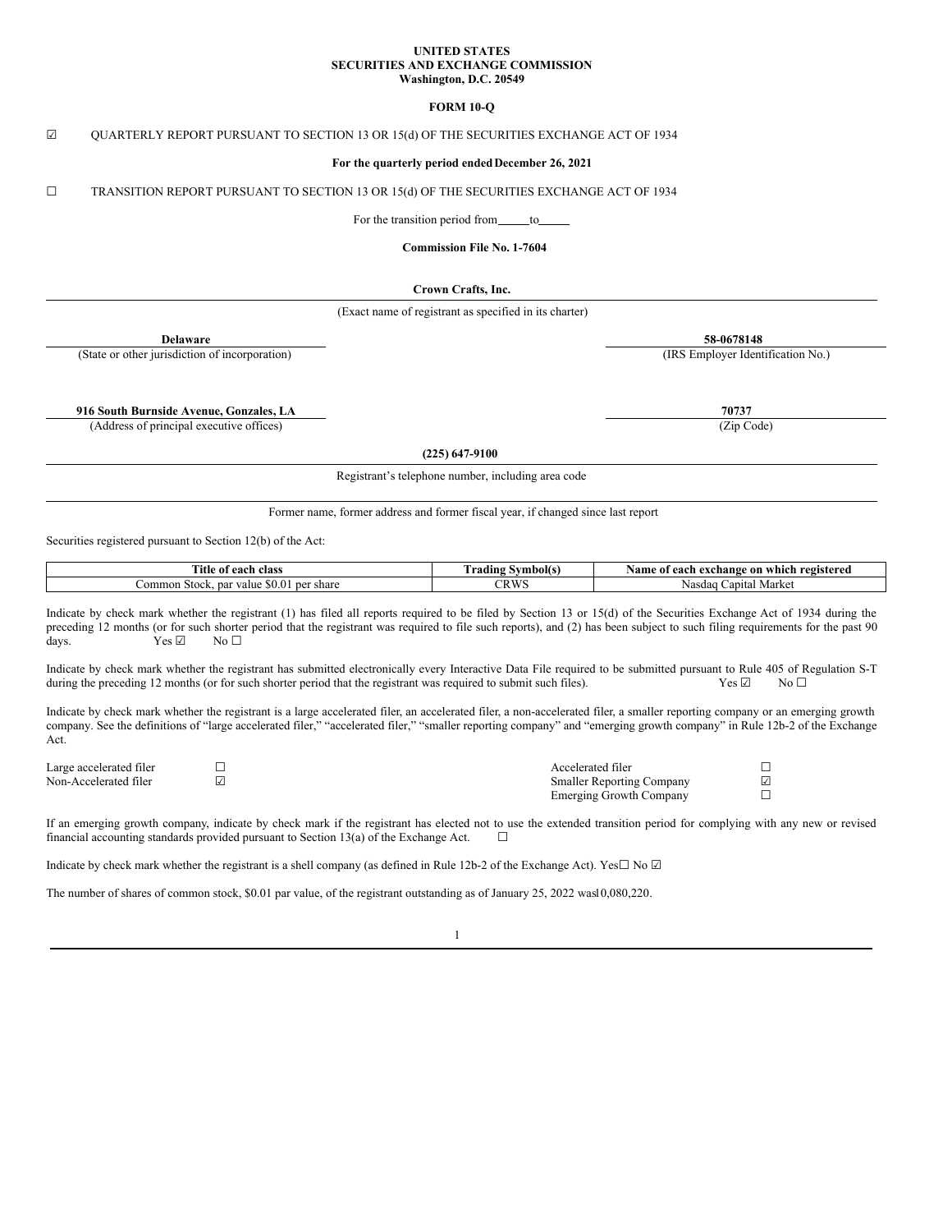**UNITED STATES**
**SECURITIES AND EXCHANGE COMMISSION**
**Washington, D.C. 20549**

**FORM 10-Q**

☑ QUARTERLY REPORT PURSUANT TO SECTION 13 OR 15(d) OF THE SECURITIES EXCHANGE ACT OF 1934

**For the quarterly period ended December 26, 2021**

☐ TRANSITION REPORT PURSUANT TO SECTION 13 OR 15(d) OF THE SECURITIES EXCHANGE ACT OF 1934

For the transition period from\_\_\_\_\_to\_\_\_\_\_

**Commission File No. 1-7604**

**Crown Crafts, Inc.**

(Exact name of registrant as specified in its charter)

| **Delaware** | **58-0678148** |
|---|---|
| (State or other jurisdiction of incorporation) | (IRS Employer Identification No.) |

| **916 South Burnside Avenue, Gonzales, LA** | **70737** |
|---|---|
| (Address of principal executive offices) | (Zip Code) |

**(225) 647-9100**

Registrant's telephone number, including area code

Former name, former address and former fiscal year, if changed since last report

Securities registered pursuant to Section 12(b) of the Act:

| Title of each class | Trading Symbol(s) | Name of each exchange on which registered |
|---|---|---|
| Common Stock, par value $0.01 per share | CRWS | Nasdaq Capital Market |

Indicate by check mark whether the registrant (1) has filed all reports required to be filed by Section 13 or 15(d) of the Securities Exchange Act of 1934 during the preceding 12 months (or for such shorter period that the registrant was required to file such reports), and (2) has been subject to such filing requirements for the past 90 days. Yes ☑ No ☐

Indicate by check mark whether the registrant has submitted electronically every Interactive Data File required to be submitted pursuant to Rule 405 of Regulation S-T during the preceding 12 months (or for such shorter period that the registrant was required to submit such files). Yes ☑ No ☐

Indicate by check mark whether the registrant is a large accelerated filer, an accelerated filer, a non-accelerated filer, a smaller reporting company or an emerging growth company. See the definitions of "large accelerated filer," "accelerated filer," "smaller reporting company" and "emerging growth company" in Rule 12b-2 of the Exchange Act.

| | | | |
|---|---|---|---|
| Large accelerated filer | ☐ | Accelerated filer | ☐ |
| Non-Accelerated filer | ☑ | Smaller Reporting Company | ☑ |
| | | Emerging Growth Company | ☐ |

If an emerging growth company, indicate by check mark if the registrant has elected not to use the extended transition period for complying with any new or revised financial accounting standards provided pursuant to Section 13(a) of the Exchange Act. ☐

Indicate by check mark whether the registrant is a shell company (as defined in Rule 12b-2 of the Exchange Act). Yes☐ No ☑

The number of shares of common stock, $0.01 par value, of the registrant outstanding as of January 25, 2022 was 10,080,220.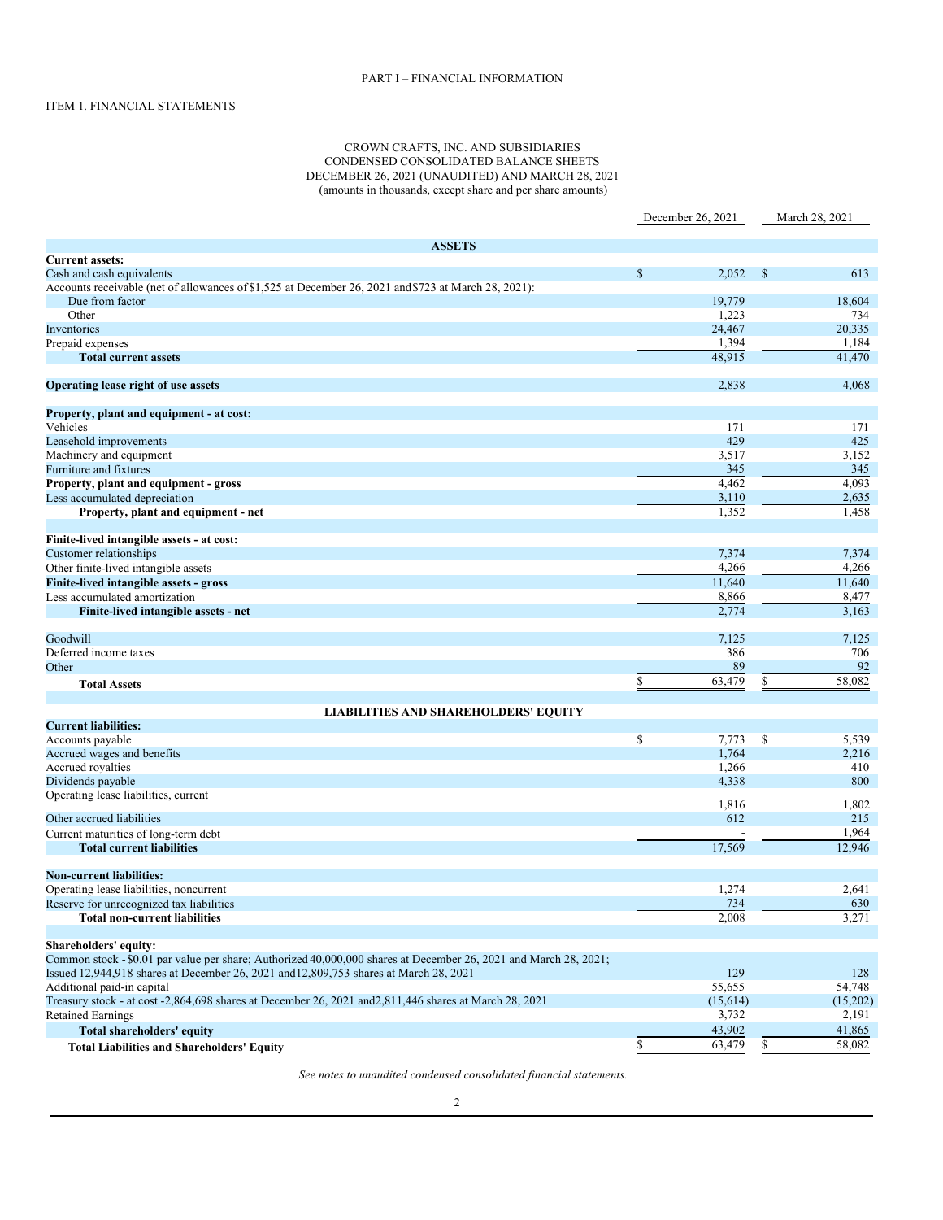PART I – FINANCIAL INFORMATION

ITEM 1. FINANCIAL STATEMENTS

CROWN CRAFTS, INC. AND SUBSIDIARIES
CONDENSED CONSOLIDATED BALANCE SHEETS
DECEMBER 26, 2021 (UNAUDITED) AND MARCH 28, 2021
(amounts in thousands, except share and per share amounts)

| | December 26, 2021 | March 28, 2021 |
|---|---|---|
| **ASSETS** | | |
| **Current assets:** | | |
| Cash and cash equivalents | $ 2,052 | $ 613 |
| Accounts receivable (net of allowances of $1,525 at December 26, 2021 and $723 at March 28, 2021): | | |
| Due from factor | 19,779 | 18,604 |
| Other | 1,223 | 734 |
| Inventories | 24,467 | 20,335 |
| Prepaid expenses | 1,394 | 1,184 |
| **Total current assets** | 48,915 | 41,470 |
| | | |
| **Operating lease right of use assets** | 2,838 | 4,068 |
| | | |
| **Property, plant and equipment - at cost:** | | |
| Vehicles | 171 | 171 |
| Leasehold improvements | 429 | 425 |
| Machinery and equipment | 3,517 | 3,152 |
| Furniture and fixtures | 345 | 345 |
| **Property, plant and equipment - gross** | 4,462 | 4,093 |
| Less accumulated depreciation | 3,110 | 2,635 |
| **Property, plant and equipment - net** | 1,352 | 1,458 |
| | | |
| **Finite-lived intangible assets - at cost:** | | |
| Customer relationships | 7,374 | 7,374 |
| Other finite-lived intangible assets | 4,266 | 4,266 |
| **Finite-lived intangible assets - gross** | 11,640 | 11,640 |
| Less accumulated amortization | 8,866 | 8,477 |
| **Finite-lived intangible assets - net** | 2,774 | 3,163 |
| | | |
| Goodwill | 7,125 | 7,125 |
| Deferred income taxes | 386 | 706 |
| Other | 89 | 92 |
| **Total Assets** | $ 63,479 | $ 58,082 |
| | | |
| **LIABILITIES AND SHAREHOLDERS' EQUITY** | | |
| **Current liabilities:** | | |
| Accounts payable | $ 7,773 | $ 5,539 |
| Accrued wages and benefits | 1,764 | 2,216 |
| Accrued royalties | 1,266 | 410 |
| Dividends payable | 4,338 | 800 |
| Operating lease liabilities, current | 1,816 | 1,802 |
| Other accrued liabilities | 612 | 215 |
| Current maturities of long-term debt | - | 1,964 |
| **Total current liabilities** | 17,569 | 12,946 |
| | | |
| **Non-current liabilities:** | | |
| Operating lease liabilities, noncurrent | 1,274 | 2,641 |
| Reserve for unrecognized tax liabilities | 734 | 630 |
| **Total non-current liabilities** | 2,008 | 3,271 |
| | | |
| **Shareholders' equity:** | | |
| Common stock - $0.01 par value per share; Authorized 40,000,000 shares at December 26, 2021 and March 28, 2021; Issued 12,944,918 shares at December 26, 2021 and 12,809,753 shares at March 28, 2021 | 129 | 128 |
| Additional paid-in capital | 55,655 | 54,748 |
| Treasury stock - at cost - 2,864,698 shares at December 26, 2021 and 2,811,446 shares at March 28, 2021 | (15,614) | (15,202) |
| Retained Earnings | 3,732 | 2,191 |
| **Total shareholders' equity** | 43,902 | 41,865 |
| **Total Liabilities and Shareholders' Equity** | $ 63,479 | $ 58,082 |

*See notes to unaudited condensed consolidated financial statements.*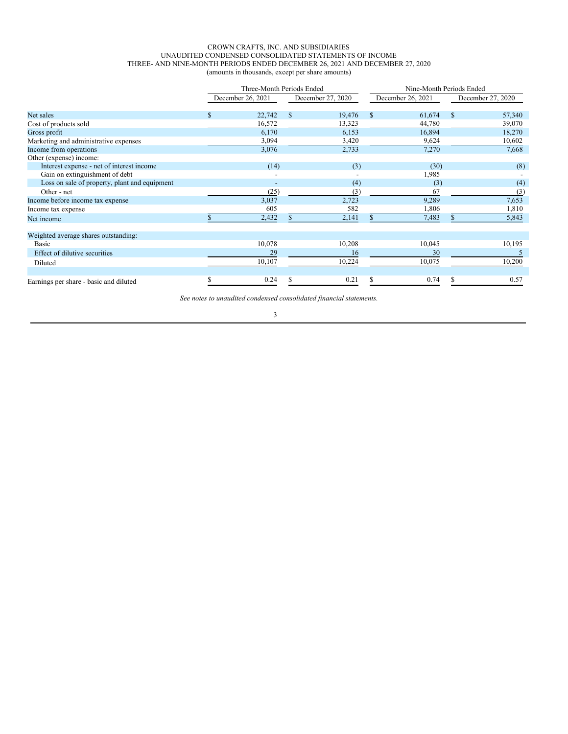CROWN CRAFTS, INC. AND SUBSIDIARIES
UNAUDITED CONDENSED CONSOLIDATED STATEMENTS OF INCOME
THREE- AND NINE-MONTH PERIODS ENDED DECEMBER 26, 2021 AND DECEMBER 27, 2020
(amounts in thousands, except per share amounts)

| | Three-Month Periods Ended | | Nine-Month Periods Ended | |
|---|---|---|---|---|
| | December 26, 2021 | December 27, 2020 | December 26, 2021 | December 27, 2020 |
| Net sales | $ 22,742 | $ 19,476 | $ 61,674 | $ 57,340 |
| Cost of products sold | 16,572 | 13,323 | 44,780 | 39,070 |
| Gross profit | 6,170 | 6,153 | 16,894 | 18,270 |
| Marketing and administrative expenses | 3,094 | 3,420 | 9,624 | 10,602 |
| Income from operations | 3,076 | 2,733 | 7,270 | 7,668 |
| Other (expense) income: | | | | |
| Interest expense - net of interest income | (14) | (3) | (30) | (8) |
| Gain on extinguishment of debt | - | - | 1,985 | - |
| Loss on sale of property, plant and equipment | - | (4) | (3) | (4) |
| Other - net | (25) | (3) | 67 | (3) |
| Income before income tax expense | 3,037 | 2,723 | 9,289 | 7,653 |
| Income tax expense | 605 | 582 | 1,806 | 1,810 |
| Net income | $ 2,432 | $ 2,141 | $ 7,483 | $ 5,843 |
| | | | | |
| Weighted average shares outstanding: | | | | |
| Basic | 10,078 | 10,208 | 10,045 | 10,195 |
| Effect of dilutive securities | 29 | 16 | 30 | 5 |
| Diluted | 10,107 | 10,224 | 10,075 | 10,200 |
| | | | | |
| Earnings per share - basic and diluted | $ 0.24 | $ 0.21 | $ 0.74 | $ 0.57 |

*See notes to unaudited condensed consolidated financial statements.*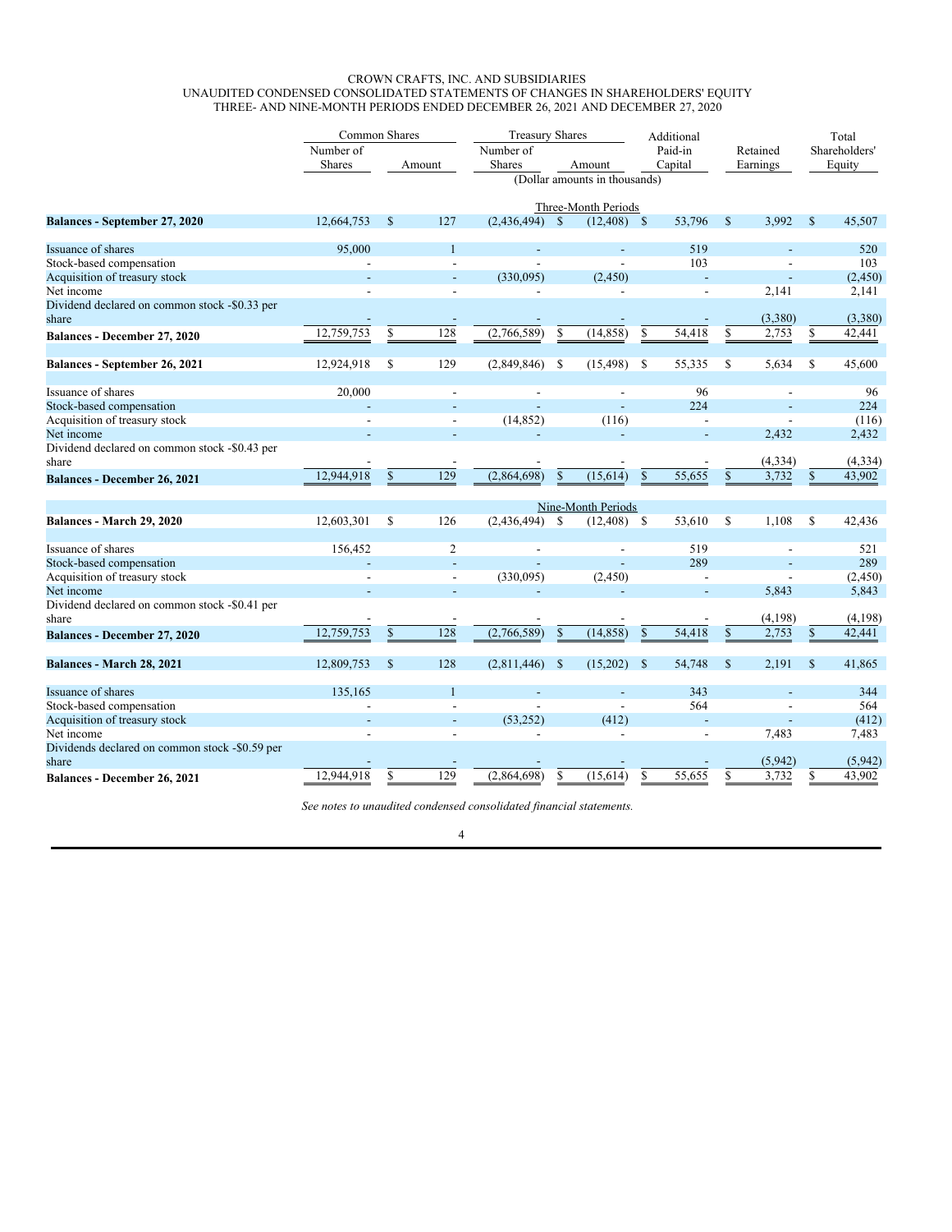CROWN CRAFTS, INC. AND SUBSIDIARIES
UNAUDITED CONDENSED CONSOLIDATED STATEMENTS OF CHANGES IN SHAREHOLDERS' EQUITY
THREE- AND NINE-MONTH PERIODS ENDED DECEMBER 26, 2021 AND DECEMBER 27, 2020

| | Common Shares | | Treasury Shares | | Additional | | Total |
|---|---|---|---|---|---|---|---|
| | Number of Shares | Amount | Number of Shares | Amount | Paid-in Capital | Retained Earnings | Shareholders' Equity |
| | | | (Dollar amounts in thousands) | | | | |
| | | | Three-Month Periods | | | | |
| **Balances - September 27, 2020** | 12,664,753 | $ 127 | (2,436,494) | $ (12,408) | $ 53,796 | $ 3,992 | $ 45,507 |
| Issuance of shares | 95,000 | 1 | - | - | 519 | - | 520 |
| Stock-based compensation | - | - | - | - | 103 | - | 103 |
| Acquisition of treasury stock | - | - | (330,095) | (2,450) | - | - | (2,450) |
| Net income | - | - | - | - | - | 2,141 | 2,141 |
| Dividend declared on common stock -$0.33 per share | - | - | - | - | - | (3,380) | (3,380) |
| **Balances - December 27, 2020** | 12,759,753 | $ 128 | (2,766,589) | $ (14,858) | $ 54,418 | $ 2,753 | $ 42,441 |
| **Balances - September 26, 2021** | 12,924,918 | $ 129 | (2,849,846) | $ (15,498) | $ 55,335 | $ 5,634 | $ 45,600 |
| Issuance of shares | 20,000 | - | - | - | 96 | - | 96 |
| Stock-based compensation | - | - | - | - | 224 | - | 224 |
| Acquisition of treasury stock | - | - | (14,852) | (116) | - | - | (116) |
| Net income | - | - | - | - | - | 2,432 | 2,432 |
| Dividend declared on common stock -$0.43 per share | - | - | - | - | - | (4,334) | (4,334) |
| **Balances - December 26, 2021** | 12,944,918 | $ 129 | (2,864,698) | $ (15,614) | $ 55,655 | $ 3,732 | $ 43,902 |
| | | | Nine-Month Periods | | | | |
| **Balances - March 29, 2020** | 12,603,301 | $ 126 | (2,436,494) | $ (12,408) | $ 53,610 | $ 1,108 | $ 42,436 |
| Issuance of shares | 156,452 | 2 | - | - | 519 | - | 521 |
| Stock-based compensation | - | - | - | - | 289 | - | 289 |
| Acquisition of treasury stock | - | - | (330,095) | (2,450) | - | - | (2,450) |
| Net income | - | - | - | - | - | 5,843 | 5,843 |
| Dividend declared on common stock -$0.41 per share | - | - | - | - | - | (4,198) | (4,198) |
| **Balances - December 27, 2020** | 12,759,753 | $ 128 | (2,766,589) | $ (14,858) | $ 54,418 | $ 2,753 | $ 42,441 |
| **Balances - March 28, 2021** | 12,809,753 | $ 128 | (2,811,446) | $ (15,202) | $ 54,748 | $ 2,191 | $ 41,865 |
| Issuance of shares | 135,165 | 1 | - | - | 343 | - | 344 |
| Stock-based compensation | - | - | - | - | 564 | - | 564 |
| Acquisition of treasury stock | - | - | (53,252) | (412) | - | - | (412) |
| Net income | - | - | - | - | - | 7,483 | 7,483 |
| Dividends declared on common stock -$0.59 per share | - | - | - | - | - | (5,942) | (5,942) |
| **Balances - December 26, 2021** | 12,944,918 | $ 129 | (2,864,698) | $ (15,614) | $ 55,655 | $ 3,732 | $ 43,902 |

*See notes to unaudited condensed consolidated financial statements.*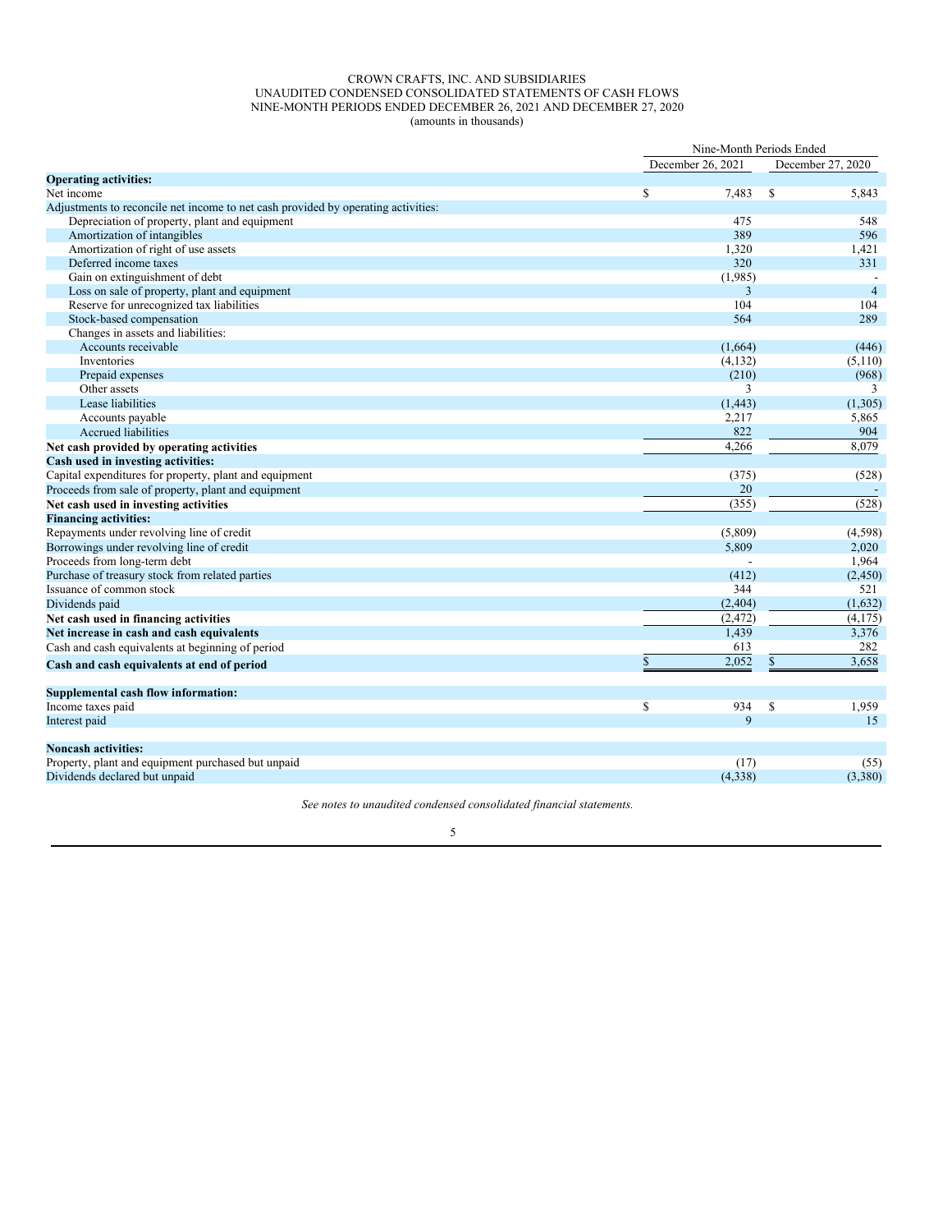# CROWN CRAFTS, INC. AND SUBSIDIARIES
## UNAUDITED CONDENSED CONSOLIDATED STATEMENTS OF CASH FLOWS
### NINE-MONTH PERIODS ENDED DECEMBER 26, 2021 AND DECEMBER 27, 2020
(amounts in thousands)

| | Nine-Month Periods Ended | |
|---|---|---|
| | December 26, 2021 | December 27, 2020 |
| **Operating activities:** | | |
| Net income | $ 7,483 | $ 5,843 |
| Adjustments to reconcile net income to net cash provided by operating activities: | | |
| Depreciation of property, plant and equipment | 475 | 548 |
| Amortization of intangibles | 389 | 596 |
| Amortization of right of use assets | 1,320 | 1,421 |
| Deferred income taxes | 320 | 331 |
| Gain on extinguishment of debt | (1,985) | - |
| Loss on sale of property, plant and equipment | 3 | 4 |
| Reserve for unrecognized tax liabilities | 104 | 104 |
| Stock-based compensation | 564 | 289 |
| Changes in assets and liabilities: | | |
| Accounts receivable | (1,664) | (446) |
| Inventories | (4,132) | (5,110) |
| Prepaid expenses | (210) | (968) |
| Other assets | 3 | 3 |
| Lease liabilities | (1,443) | (1,305) |
| Accounts payable | 2,217 | 5,865 |
| Accrued liabilities | 822 | 904 |
| **Net cash provided by operating activities** | 4,266 | 8,079 |
| **Cash used in investing activities:** | | |
| Capital expenditures for property, plant and equipment | (375) | (528) |
| Proceeds from sale of property, plant and equipment | 20 | - |
| **Net cash used in investing activities** | (355) | (528) |
| **Financing activities:** | | |
| Repayments under revolving line of credit | (5,809) | (4,598) |
| Borrowings under revolving line of credit | 5,809 | 2,020 |
| Proceeds from long-term debt | - | 1,964 |
| Purchase of treasury stock from related parties | (412) | (2,450) |
| Issuance of common stock | 344 | 521 |
| Dividends paid | (2,404) | (1,632) |
| **Net cash used in financing activities** | (2,472) | (4,175) |
| **Net increase in cash and cash equivalents** | 1,439 | 3,376 |
| Cash and cash equivalents at beginning of period | 613 | 282 |
| **Cash and cash equivalents at end of period** | $ 2,052 | $ 3,658 |
| | | |
| **Supplemental cash flow information:** | | |
| Income taxes paid | $ 934 | $ 1,959 |
| Interest paid | 9 | 15 |
| | | |
| **Noncash activities:** | | |
| Property, plant and equipment purchased but unpaid | (17) | (55) |
| Dividends declared but unpaid | (4,338) | (3,380) |

*See notes to unaudited condensed consolidated financial statements.*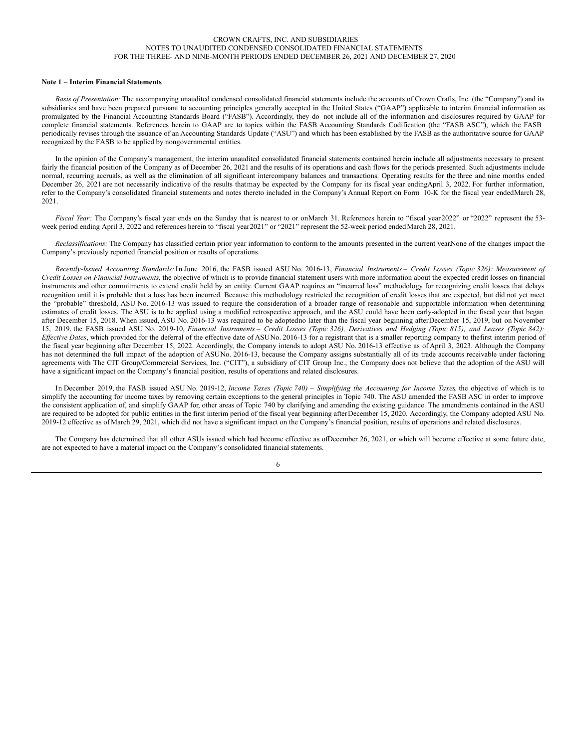CROWN CRAFTS, INC. AND SUBSIDIARIES
NOTES TO UNAUDITED CONDENSED CONSOLIDATED FINANCIAL STATEMENTS
FOR THE THREE- AND NINE-MONTH PERIODS ENDED DECEMBER 26, 2021 AND DECEMBER 27, 2020

**Note 1** – **Interim Financial Statements**

*Basis of Presentation:* The accompanying unaudited condensed consolidated financial statements include the accounts of Crown Crafts, Inc. (the "Company") and its subsidiaries and have been prepared pursuant to accounting principles generally accepted in the United States ("GAAP") applicable to interim financial information as promulgated by the Financial Accounting Standards Board ("FASB"). Accordingly, they do not include all of the information and disclosures required by GAAP for complete financial statements. References herein to GAAP are to topics within the FASB Accounting Standards Codification (the "FASB ASC"), which the FASB periodically revises through the issuance of an Accounting Standards Update ("ASU") and which has been established by the FASB as the authoritative source for GAAP recognized by the FASB to be applied by nongovernmental entities.

In the opinion of the Company's management, the interim unaudited consolidated financial statements contained herein include all adjustments necessary to present fairly the financial position of the Company as of December 26, 2021 and the results of its operations and cash flows for the periods presented. Such adjustments include normal, recurring accruals, as well as the elimination of all significant intercompany balances and transactions. Operating results for the three and nine months ended December 26, 2021 are not necessarily indicative of the results that may be expected by the Company for its fiscal year ending April 3, 2022. For further information, refer to the Company's consolidated financial statements and notes thereto included in the Company's Annual Report on Form 10-K for the fiscal year ended March 28, 2021.

*Fiscal Year:* The Company's fiscal year ends on the Sunday that is nearest to or on March 31. References herein to "fiscal year 2022" or "2022" represent the 53-week period ending April 3, 2022 and references herein to "fiscal year 2021" or "2021" represent the 52-week period ended March 28, 2021.

*Reclassifications:* The Company has classified certain prior year information to conform to the amounts presented in the current year. None of the changes impact the Company's previously reported financial position or results of operations.

*Recently-Issued Accounting Standards:* In June 2016, the FASB issued ASU No. 2016-13, *Financial Instruments – Credit Losses (Topic 326): Measurement of Credit Losses on Financial Instruments,* the objective of which is to provide financial statement users with more information about the expected credit losses on financial instruments and other commitments to extend credit held by an entity. Current GAAP requires an "incurred loss" methodology for recognizing credit losses that delays recognition until it is probable that a loss has been incurred. Because this methodology restricted the recognition of credit losses that are expected, but did not yet meet the "probable" threshold, ASU No. 2016-13 was issued to require the consideration of a broader range of reasonable and supportable information when determining estimates of credit losses. The ASU is to be applied using a modified retrospective approach, and the ASU could have been early-adopted in the fiscal year that began after December 15, 2018. When issued, ASU No. 2016-13 was required to be adopted no later than the fiscal year beginning after December 15, 2019, but on November 15, 2019, the FASB issued ASU No. 2019-10, *Financial Instruments – Credit Losses (Topic 326), Derivatives and Hedging (Topic 815), and Leases (Topic 842): Effective Dates*, which provided for the deferral of the effective date of ASU No. 2016-13 for a registrant that is a smaller reporting company to the first interim period of the fiscal year beginning after December 15, 2022. Accordingly, the Company intends to adopt ASU No. 2016-13 effective as of April 3, 2023. Although the Company has not determined the full impact of the adoption of ASU No. 2016-13, because the Company assigns substantially all of its trade accounts receivable under factoring agreements with The CIT Group/Commercial Services, Inc. ("CIT"), a subsidiary of CIT Group Inc., the Company does not believe that the adoption of the ASU will have a significant impact on the Company's financial position, results of operations and related disclosures.

In December 2019, the FASB issued ASU No. 2019-12, *Income Taxes (Topic 740) – Simplifying the Accounting for Income Taxes*, the objective of which is to simplify the accounting for income taxes by removing certain exceptions to the general principles in Topic 740. The ASU amended the FASB ASC in order to improve the consistent application of, and simplify GAAP for, other areas of Topic 740 by clarifying and amending the existing guidance. The amendments contained in the ASU are required to be adopted for public entities in the first interim period of the fiscal year beginning after December 15, 2020. Accordingly, the Company adopted ASU No. 2019-12 effective as of March 29, 2021, which did not have a significant impact on the Company's financial position, results of operations and related disclosures.

The Company has determined that all other ASUs issued which had become effective as of December 26, 2021, or which will become effective at some future date, are not expected to have a material impact on the Company's consolidated financial statements.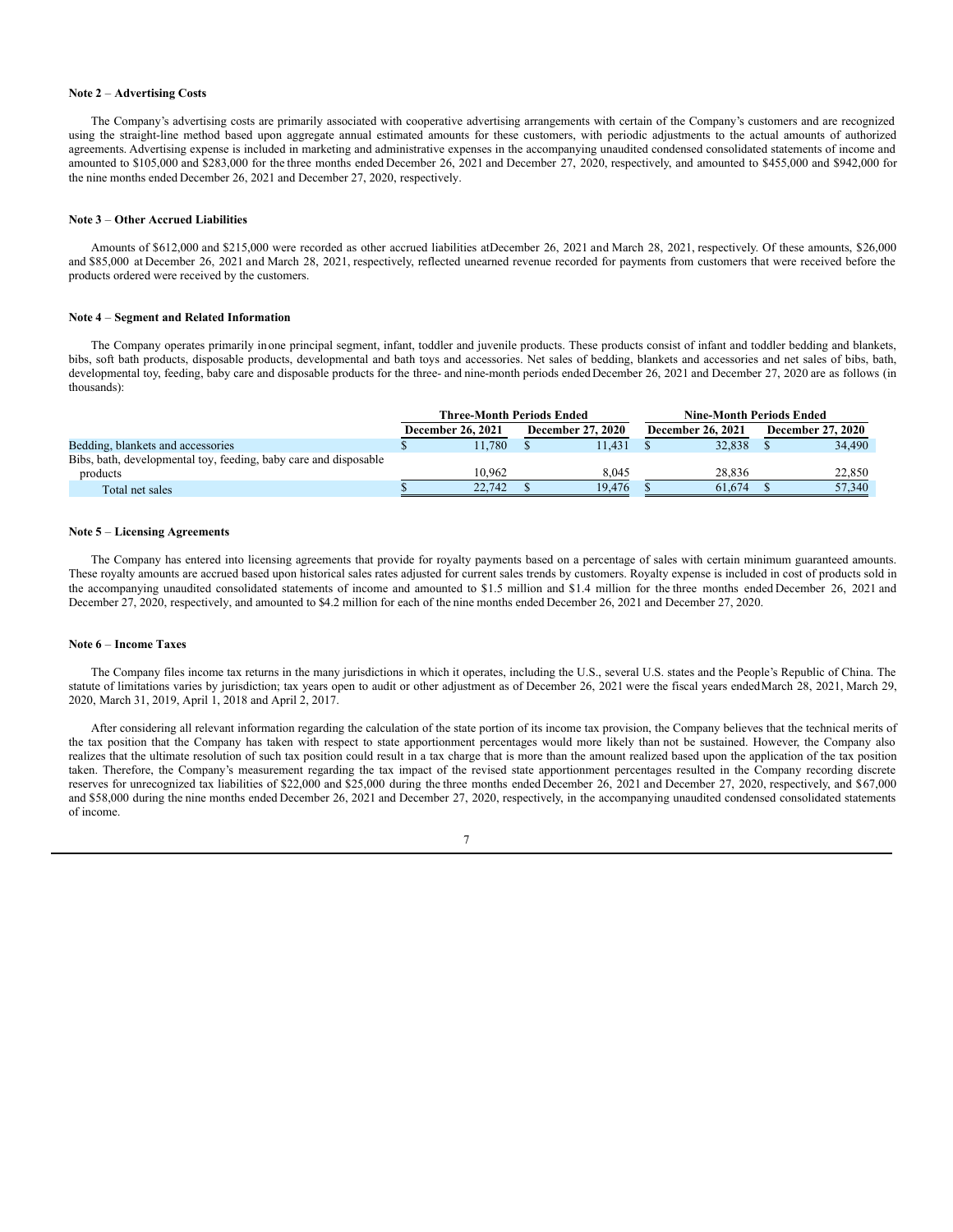**Note 2** – **Advertising Costs**

The Company's advertising costs are primarily associated with cooperative advertising arrangements with certain of the Company's customers and are recognized using the straight-line method based upon aggregate annual estimated amounts for these customers, with periodic adjustments to the actual amounts of authorized agreements. Advertising expense is included in marketing and administrative expenses in the accompanying unaudited condensed consolidated statements of income and amounted to $105,000 and $283,000 for the three months ended December 26, 2021 and December 27, 2020, respectively, and amounted to $455,000 and $942,000 for the nine months ended December 26, 2021 and December 27, 2020, respectively.

**Note 3** – **Other Accrued Liabilities**

Amounts of $612,000 and $215,000 were recorded as other accrued liabilities atDecember 26, 2021 and March 28, 2021, respectively. Of these amounts, $26,000 and $85,000 at December 26, 2021 and March 28, 2021, respectively, reflected unearned revenue recorded for payments from customers that were received before the products ordered were received by the customers.

**Note 4** – **Segment and Related Information**

The Company operates primarily inone principal segment, infant, toddler and juvenile products. These products consist of infant and toddler bedding and blankets, bibs, soft bath products, disposable products, developmental and bath toys and accessories. Net sales of bedding, blankets and accessories and net sales of bibs, bath, developmental toy, feeding, baby care and disposable products for the three- and nine-month periods ended December 26, 2021 and December 27, 2020 are as follows (in thousands):

| | Three-Month Periods Ended | | Nine-Month Periods Ended | |
|---|---|---|---|---|
| | December 26, 2021 | December 27, 2020 | December 26, 2021 | December 27, 2020 |
| Bedding, blankets and accessories | $ 11,780 | $ 11,431 | $ 32,838 | $ 34,490 |
| Bibs, bath, developmental toy, feeding, baby care and disposable products | 10,962 | 8,045 | 28,836 | 22,850 |
| Total net sales | $ 22,742 | $ 19,476 | $ 61,674 | $ 57,340 |

**Note 5** – **Licensing Agreements**

The Company has entered into licensing agreements that provide for royalty payments based on a percentage of sales with certain minimum guaranteed amounts. These royalty amounts are accrued based upon historical sales rates adjusted for current sales trends by customers. Royalty expense is included in cost of products sold in the accompanying unaudited consolidated statements of income and amounted to $1.5 million and $1.4 million for the three months ended December 26, 2021 and December 27, 2020, respectively, and amounted to $4.2 million for each of the nine months ended December 26, 2021 and December 27, 2020.

**Note 6** – **Income Taxes**

The Company files income tax returns in the many jurisdictions in which it operates, including the U.S., several U.S. states and the People's Republic of China. The statute of limitations varies by jurisdiction; tax years open to audit or other adjustment as of December 26, 2021 were the fiscal years endedMarch 28, 2021, March 29, 2020, March 31, 2019, April 1, 2018 and April 2, 2017.

After considering all relevant information regarding the calculation of the state portion of its income tax provision, the Company believes that the technical merits of the tax position that the Company has taken with respect to state apportionment percentages would more likely than not be sustained. However, the Company also realizes that the ultimate resolution of such tax position could result in a tax charge that is more than the amount realized based upon the application of the tax position taken. Therefore, the Company's measurement regarding the tax impact of the revised state apportionment percentages resulted in the Company recording discrete reserves for unrecognized tax liabilities of $22,000 and $25,000 during the three months ended December 26, 2021 and December 27, 2020, respectively, and $67,000 and $58,000 during the nine months ended December 26, 2021 and December 27, 2020, respectively, in the accompanying unaudited condensed consolidated statements of income.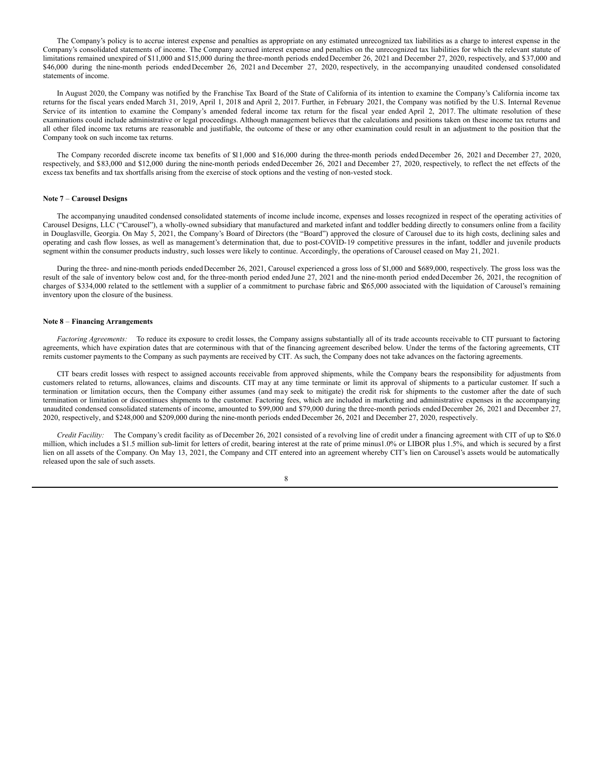The Company's policy is to accrue interest expense and penalties as appropriate on any estimated unrecognized tax liabilities as a charge to interest expense in the Company's consolidated statements of income. The Company accrued interest expense and penalties on the unrecognized tax liabilities for which the relevant statute of limitations remained unexpired of $11,000 and $15,000 during the three-month periods ended December 26, 2021 and December 27, 2020, respectively, and $37,000 and $46,000 during the nine-month periods ended December 26, 2021 and December 27, 2020, respectively, in the accompanying unaudited condensed consolidated statements of income.

In August 2020, the Company was notified by the Franchise Tax Board of the State of California of its intention to examine the Company's California income tax returns for the fiscal years ended March 31, 2019, April 1, 2018 and April 2, 2017. Further, in February 2021, the Company was notified by the U.S. Internal Revenue Service of its intention to examine the Company's amended federal income tax return for the fiscal year ended April 2, 2017. The ultimate resolution of these examinations could include administrative or legal proceedings. Although management believes that the calculations and positions taken on these income tax returns and all other filed income tax returns are reasonable and justifiable, the outcome of these or any other examination could result in an adjustment to the position that the Company took on such income tax returns.

The Company recorded discrete income tax benefits of $11,000 and $16,000 during the three-month periods ended December 26, 2021 and December 27, 2020, respectively, and $83,000 and $12,000 during the nine-month periods ended December 26, 2021 and December 27, 2020, respectively, to reflect the net effects of the excess tax benefits and tax shortfalls arising from the exercise of stock options and the vesting of non-vested stock.

**Note 7** – **Carousel Designs**

The accompanying unaudited condensed consolidated statements of income include income, expenses and losses recognized in respect of the operating activities of Carousel Designs, LLC ("Carousel"), a wholly-owned subsidiary that manufactured and marketed infant and toddler bedding directly to consumers online from a facility in Douglasville, Georgia. On May 5, 2021, the Company's Board of Directors (the "Board") approved the closure of Carousel due to its high costs, declining sales and operating and cash flow losses, as well as management's determination that, due to post-COVID-19 competitive pressures in the infant, toddler and juvenile products segment within the consumer products industry, such losses were likely to continue. Accordingly, the operations of Carousel ceased on May 21, 2021.

During the three- and nine-month periods ended December 26, 2021, Carousel experienced a gross loss of $1,000 and $689,000, respectively. The gross loss was the result of the sale of inventory below cost and, for the three-month period ended June 27, 2021 and the nine-month period ended December 26, 2021, the recognition of charges of $334,000 related to the settlement with a supplier of a commitment to purchase fabric and $265,000 associated with the liquidation of Carousel's remaining inventory upon the closure of the business.

**Note 8** – **Financing Arrangements**

*Factoring Agreements:* To reduce its exposure to credit losses, the Company assigns substantially all of its trade accounts receivable to CIT pursuant to factoring agreements, which have expiration dates that are coterminous with that of the financing agreement described below. Under the terms of the factoring agreements, CIT remits customer payments to the Company as such payments are received by CIT. As such, the Company does not take advances on the factoring agreements.

CIT bears credit losses with respect to assigned accounts receivable from approved shipments, while the Company bears the responsibility for adjustments from customers related to returns, allowances, claims and discounts. CIT may at any time terminate or limit its approval of shipments to a particular customer. If such a termination or limitation occurs, then the Company either assumes (and may seek to mitigate) the credit risk for shipments to the customer after the date of such termination or limitation or discontinues shipments to the customer. Factoring fees, which are included in marketing and administrative expenses in the accompanying unaudited condensed consolidated statements of income, amounted to $99,000 and $79,000 during the three-month periods ended December 26, 2021 and December 27, 2020, respectively, and $248,000 and $209,000 during the nine-month periods ended December 26, 2021 and December 27, 2020, respectively.

*Credit Facility:* The Company's credit facility as of December 26, 2021 consisted of a revolving line of credit under a financing agreement with CIT of up to $26.0 million, which includes a $1.5 million sub-limit for letters of credit, bearing interest at the rate of prime minus 1.0% or LIBOR plus 1.5%, and which is secured by a first lien on all assets of the Company. On May 13, 2021, the Company and CIT entered into an agreement whereby CIT's lien on Carousel's assets would be automatically released upon the sale of such assets.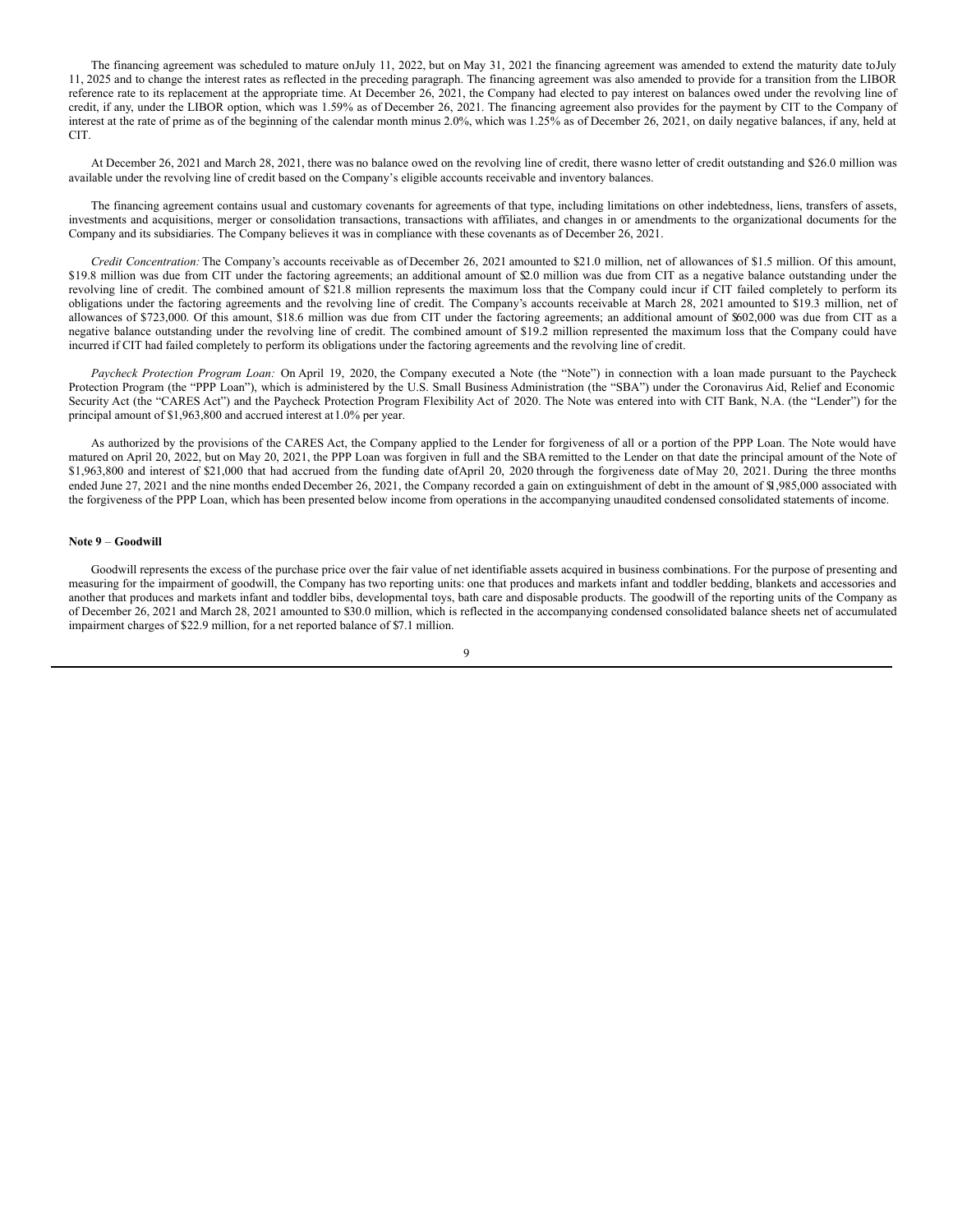The financing agreement was scheduled to mature on July 11, 2022, but on May 31, 2021 the financing agreement was amended to extend the maturity date to July 11, 2025 and to change the interest rates as reflected in the preceding paragraph. The financing agreement was also amended to provide for a transition from the LIBOR reference rate to its replacement at the appropriate time. At December 26, 2021, the Company had elected to pay interest on balances owed under the revolving line of credit, if any, under the LIBOR option, which was 1.59% as of December 26, 2021. The financing agreement also provides for the payment by CIT to the Company of interest at the rate of prime as of the beginning of the calendar month minus 2.0%, which was 1.25% as of December 26, 2021, on daily negative balances, if any, held at CIT.

At December 26, 2021 and March 28, 2021, there was no balance owed on the revolving line of credit, there was no letter of credit outstanding and $26.0 million was available under the revolving line of credit based on the Company's eligible accounts receivable and inventory balances.

The financing agreement contains usual and customary covenants for agreements of that type, including limitations on other indebtedness, liens, transfers of assets, investments and acquisitions, merger or consolidation transactions, transactions with affiliates, and changes in or amendments to the organizational documents for the Company and its subsidiaries. The Company believes it was in compliance with these covenants as of December 26, 2021.

*Credit Concentration:* The Company's accounts receivable as of December 26, 2021 amounted to $21.0 million, net of allowances of $1.5 million. Of this amount, $19.8 million was due from CIT under the factoring agreements; an additional amount of $2.0 million was due from CIT as a negative balance outstanding under the revolving line of credit. The combined amount of $21.8 million represents the maximum loss that the Company could incur if CIT failed completely to perform its obligations under the factoring agreements and the revolving line of credit. The Company's accounts receivable at March 28, 2021 amounted to $19.3 million, net of allowances of $723,000. Of this amount, $18.6 million was due from CIT under the factoring agreements; an additional amount of $602,000 was due from CIT as a negative balance outstanding under the revolving line of credit. The combined amount of $19.2 million represented the maximum loss that the Company could have incurred if CIT had failed completely to perform its obligations under the factoring agreements and the revolving line of credit.

*Paycheck Protection Program Loan:* On April 19, 2020, the Company executed a Note (the "Note") in connection with a loan made pursuant to the Paycheck Protection Program (the "PPP Loan"), which is administered by the U.S. Small Business Administration (the "SBA") under the Coronavirus Aid, Relief and Economic Security Act (the "CARES Act") and the Paycheck Protection Program Flexibility Act of 2020. The Note was entered into with CIT Bank, N.A. (the "Lender") for the principal amount of $1,963,800 and accrued interest at 1.0% per year.

As authorized by the provisions of the CARES Act, the Company applied to the Lender for forgiveness of all or a portion of the PPP Loan. The Note would have matured on April 20, 2022, but on May 20, 2021, the PPP Loan was forgiven in full and the SBA remitted to the Lender on that date the principal amount of the Note of $1,963,800 and interest of $21,000 that had accrued from the funding date of April 20, 2020 through the forgiveness date of May 20, 2021. During the three months ended June 27, 2021 and the nine months ended December 26, 2021, the Company recorded a gain on extinguishment of debt in the amount of $1,985,000 associated with the forgiveness of the PPP Loan, which has been presented below income from operations in the accompanying unaudited condensed consolidated statements of income.

**Note 9** – **Goodwill**

Goodwill represents the excess of the purchase price over the fair value of net identifiable assets acquired in business combinations. For the purpose of presenting and measuring for the impairment of goodwill, the Company has two reporting units: one that produces and markets infant and toddler bedding, blankets and accessories and another that produces and markets infant and toddler bibs, developmental toys, bath care and disposable products. The goodwill of the reporting units of the Company as of December 26, 2021 and March 28, 2021 amounted to $30.0 million, which is reflected in the accompanying condensed consolidated balance sheets net of accumulated impairment charges of $22.9 million, for a net reported balance of $7.1 million.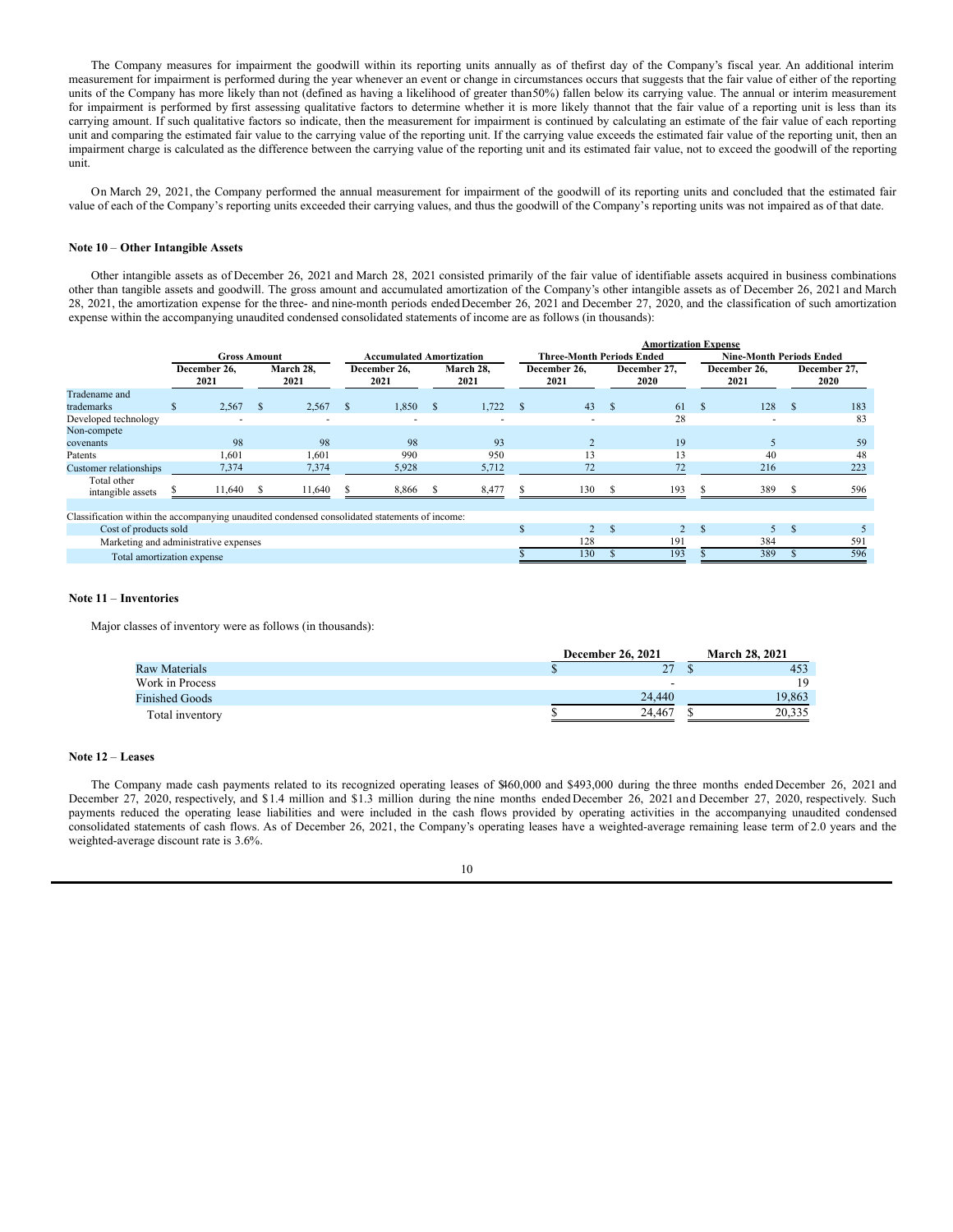The Company measures for impairment the goodwill within its reporting units annually as of the first day of the Company's fiscal year. An additional interim measurement for impairment is performed during the year whenever an event or change in circumstances occurs that suggests that the fair value of either of the reporting units of the Company has more likely than not (defined as having a likelihood of greater than 50%) fallen below its carrying value. The annual or interim measurement for impairment is performed by first assessing qualitative factors to determine whether it is more likely than not that the fair value of a reporting unit is less than its carrying amount. If such qualitative factors so indicate, then the measurement for impairment is continued by calculating an estimate of the fair value of each reporting unit and comparing the estimated fair value to the carrying value of the reporting unit. If the carrying value exceeds the estimated fair value of the reporting unit, then an impairment charge is calculated as the difference between the carrying value of the reporting unit and its estimated fair value, not to exceed the goodwill of the reporting unit.

On March 29, 2021, the Company performed the annual measurement for impairment of the goodwill of its reporting units and concluded that the estimated fair value of each of the Company's reporting units exceeded their carrying values, and thus the goodwill of the Company's reporting units was not impaired as of that date.

### Note 10 – Other Intangible Assets

Other intangible assets as of December 26, 2021 and March 28, 2021 consisted primarily of the fair value of identifiable assets acquired in business combinations other than tangible assets and goodwill. The gross amount and accumulated amortization of the Company's other intangible assets as of December 26, 2021 and March 28, 2021, the amortization expense for the three- and nine-month periods ended December 26, 2021 and December 27, 2020, and the classification of such amortization expense within the accompanying unaudited condensed consolidated statements of income are as follows (in thousands):

| | Gross Amount | | Accumulated Amortization | | Amortization Expense | | | |
|---|---|---|---|---|---|---|---|---|
| | | | | | Three-Month Periods Ended | | Nine-Month Periods Ended | |
| | December 26, 2021 | March 28, 2021 | December 26, 2021 | March 28, 2021 | December 26, 2021 | December 27, 2020 | December 26, 2021 | December 27, 2020 |
| Tradename and trademarks | $ 2,567 | $ 2,567 | $ 1,850 | $ 1,722 | $ 43 | $ 61 | $ 128 | $ 183 |
| Developed technology | - | - | - | - | - | 28 | - | 83 |
| Non-compete covenants | 98 | 98 | 98 | 93 | 2 | 19 | 5 | 59 |
| Patents | 1,601 | 1,601 | 990 | 950 | 13 | 13 | 40 | 48 |
| Customer relationships | 7,374 | 7,374 | 5,928 | 5,712 | 72 | 72 | 216 | 223 |
| Total other intangible assets | $ 11,640 | $ 11,640 | $ 8,866 | $ 8,477 | $ 130 | $ 193 | $ 389 | $ 596 |
| Classification within the accompanying unaudited condensed consolidated statements of income: | | | | | | | | |
| Cost of products sold | | | | | $ 2 | $ 2 | $ 5 | $ 5 |
| Marketing and administrative expenses | | | | | 128 | 191 | 384 | 591 |
| Total amortization expense | | | | | $ 130 | $ 193 | $ 389 | $ 596 |

### Note 11 – Inventories

Major classes of inventory were as follows (in thousands):

| | December 26, 2021 | March 28, 2021 |
|---|---|---|
| Raw Materials | $ 27 | $ 453 |
| Work in Process | - | 19 |
| Finished Goods | 24,440 | 19,863 |
| Total inventory | $ 24,467 | $ 20,335 |

### Note 12 – Leases

The Company made cash payments related to its recognized operating leases of $460,000 and $493,000 during the three months ended December 26, 2021 and December 27, 2020, respectively, and $1.4 million and $1.3 million during the nine months ended December 26, 2021 and December 27, 2020, respectively. Such payments reduced the operating lease liabilities and were included in the cash flows provided by operating activities in the accompanying unaudited condensed consolidated statements of cash flows. As of December 26, 2021, the Company's operating leases have a weighted-average remaining lease term of 2.0 years and the weighted-average discount rate is 3.6%.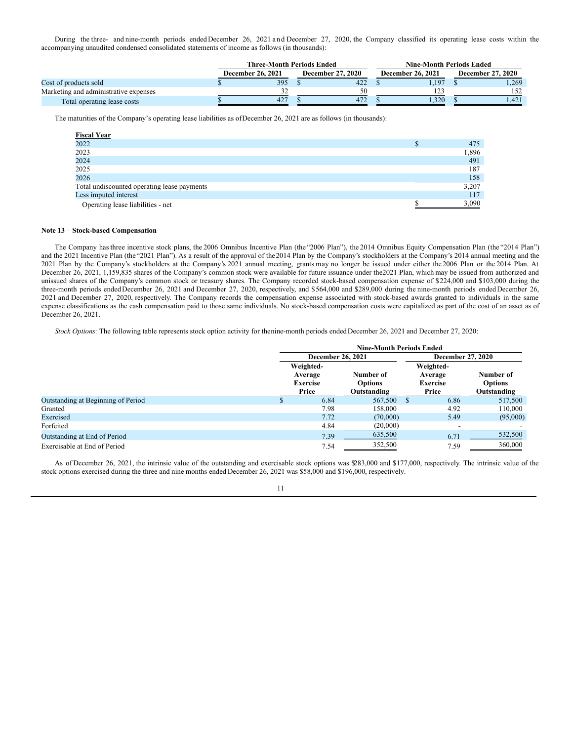During the three- and nine-month periods ended December 26, 2021 and December 27, 2020, the Company classified its operating lease costs within the accompanying unaudited condensed consolidated statements of income as follows (in thousands):

| | Three-Month Periods Ended | | Nine-Month Periods Ended | |
|---|---|---|---|---|
| | December 26, 2021 | December 27, 2020 | December 26, 2021 | December 27, 2020 |
| Cost of products sold | $ 395 | $ 422 | $ 1,197 | $ 1,269 |
| Marketing and administrative expenses | 32 | 50 | 123 | 152 |
| Total operating lease costs | $ 427 | $ 472 | $ 1,320 | $ 1,421 |

The maturities of the Company's operating lease liabilities as of December 26, 2021 are as follows (in thousands):

| Fiscal Year | |
|---|---|
| 2022 | $ 475 |
| 2023 | 1,896 |
| 2024 | 491 |
| 2025 | 187 |
| 2026 | 158 |
| Total undiscounted operating lease payments | 3,207 |
| Less imputed interest | 117 |
| Operating lease liabilities - net | $ 3,090 |

**Note 13 – Stock-based Compensation**

The Company has three incentive stock plans, the 2006 Omnibus Incentive Plan (the "2006 Plan"), the 2014 Omnibus Equity Compensation Plan (the "2014 Plan") and the 2021 Incentive Plan (the "2021 Plan"). As a result of the approval of the 2014 Plan by the Company's stockholders at the Company's 2014 annual meeting and the 2021 Plan by the Company's stockholders at the Company's 2021 annual meeting, grants may no longer be issued under either the 2006 Plan or the 2014 Plan. At December 26, 2021, 1,159,835 shares of the Company's common stock were available for future issuance under the 2021 Plan, which may be issued from authorized and unissued shares of the Company's common stock or treasury shares. The Company recorded stock-based compensation expense of $224,000 and $103,000 during the three-month periods ended December 26, 2021 and December 27, 2020, respectively, and $564,000 and $289,000 during the nine-month periods ended December 26, 2021 and December 27, 2020, respectively. The Company records the compensation expense associated with stock-based awards granted to individuals in the same expense classifications as the cash compensation paid to those same individuals. No stock-based compensation costs were capitalized as part of the cost of an asset as of December 26, 2021.

*Stock Options:* The following table represents stock option activity for the nine-month periods ended December 26, 2021 and December 27, 2020:

| | Nine-Month Periods Ended | | | |
|---|---|---|---|---|
| | December 26, 2021 | | December 27, 2020 | |
| | Weighted-Average Exercise Price | Number of Options Outstanding | Weighted-Average Exercise Price | Number of Options Outstanding |
| Outstanding at Beginning of Period | $ 6.84 | 567,500 | $ 6.86 | 517,500 |
| Granted | 7.98 | 158,000 | 4.92 | 110,000 |
| Exercised | 7.72 | (70,000) | 5.49 | (95,000) |
| Forfeited | 4.84 | (20,000) | - | - |
| Outstanding at End of Period | 7.39 | 635,500 | 6.71 | 532,500 |
| Exercisable at End of Period | 7.54 | 352,500 | 7.59 | 360,000 |

As of December 26, 2021, the intrinsic value of the outstanding and exercisable stock options was $283,000 and $177,000, respectively. The intrinsic value of the stock options exercised during the three and nine months ended December 26, 2021 was $58,000 and $196,000, respectively.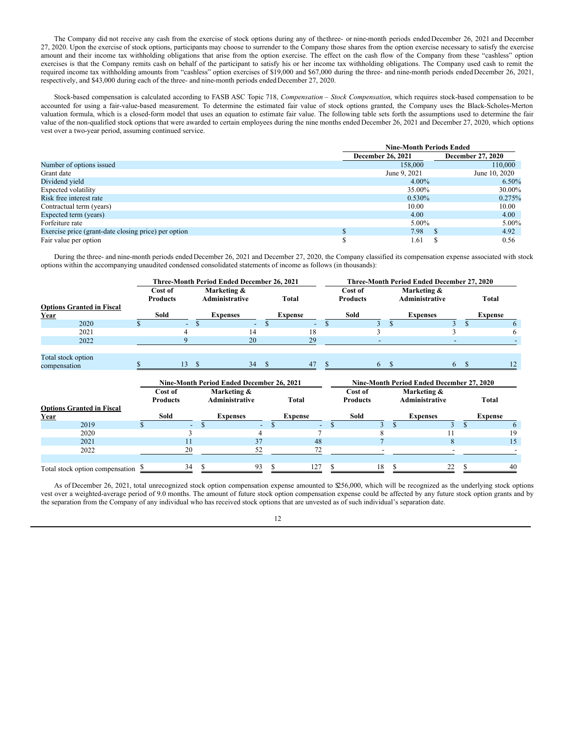The Company did not receive any cash from the exercise of stock options during any of the three- or nine-month periods ended December 26, 2021 and December 27, 2020. Upon the exercise of stock options, participants may choose to surrender to the Company those shares from the option exercise necessary to satisfy the exercise amount and their income tax withholding obligations that arise from the option exercise. The effect on the cash flow of the Company from these "cashless" option exercises is that the Company remits cash on behalf of the participant to satisfy his or her income tax withholding obligations. The Company used cash to remit the required income tax withholding amounts from "cashless" option exercises of $19,000 and $67,000 during the three- and nine-month periods ended December 26, 2021, respectively, and $43,000 during each of the three- and nine-month periods ended December 27, 2020.

Stock-based compensation is calculated according to FASB ASC Topic 718, *Compensation – Stock Compensation*, which requires stock-based compensation to be accounted for using a fair-value-based measurement. To determine the estimated fair value of stock options granted, the Company uses the Black-Scholes-Merton valuation formula, which is a closed-form model that uses an equation to estimate fair value. The following table sets forth the assumptions used to determine the fair value of the non-qualified stock options that were awarded to certain employees during the nine months ended December 26, 2021 and December 27, 2020, which options vest over a two-year period, assuming continued service.

| | Nine-Month Periods Ended | |
|---|---|---|
| | December 26, 2021 | December 27, 2020 |
| Number of options issued | 158,000 | 110,000 |
| Grant date | June 9, 2021 | June 10, 2020 |
| Dividend yield | 4.00% | 6.50% |
| Expected volatility | 35.00% | 30.00% |
| Risk free interest rate | 0.530% | 0.275% |
| Contractual term (years) | 10.00 | 10.00 |
| Expected term (years) | 4.00 | 4.00 |
| Forfeiture rate | 5.00% | 5.00% |
| Exercise price (grant-date closing price) per option | $ 7.98 | $ 4.92 |
| Fair value per option | $ 1.61 | $ 0.56 |

During the three- and nine-month periods ended December 26, 2021 and December 27, 2020, the Company classified its compensation expense associated with stock options within the accompanying unaudited condensed consolidated statements of income as follows (in thousands):

| | Three-Month Period Ended December 26, 2021 | | | Three-Month Period Ended December 27, 2020 | | |
|---|---|---|---|---|---|---|
| Options Granted in Fiscal Year | Cost of Products Sold | Marketing & Administrative Expenses | Total Expense | Cost of Products Sold | Marketing & Administrative Expenses | Total Expense |
| 2020 | $ - | $ - | $ - | $ 3 | $ 3 | $ 6 |
| 2021 | 4 | 14 | 18 | 3 | 3 | 6 |
| 2022 | 9 | 20 | 29 | - | - | - |
| Total stock option compensation | $ 13 | $ 34 | $ 47 | $ 6 | $ 6 | $ 12 |

| | Nine-Month Period Ended December 26, 2021 | | | Nine-Month Period Ended December 27, 2020 | | |
|---|---|---|---|---|---|---|
| Options Granted in Fiscal Year | Cost of Products Sold | Marketing & Administrative Expenses | Total Expense | Cost of Products Sold | Marketing & Administrative Expenses | Total Expense |
| 2019 | $ - | $ - | $ - | $ 3 | $ 3 | $ 6 |
| 2020 | 3 | 4 | 7 | 8 | 11 | 19 |
| 2021 | 11 | 37 | 48 | 7 | 8 | 15 |
| 2022 | 20 | 52 | 72 | - | - | - |
| Total stock option compensation | $ 34 | $ 93 | $ 127 | $ 18 | $ 22 | $ 40 |

As of December 26, 2021, total unrecognized stock option compensation expense amounted to $256,000, which will be recognized as the underlying stock options vest over a weighted-average period of 9.0 months. The amount of future stock option compensation expense could be affected by any future stock option grants and by the separation from the Company of any individual who has received stock options that are unvested as of such individual's separation date.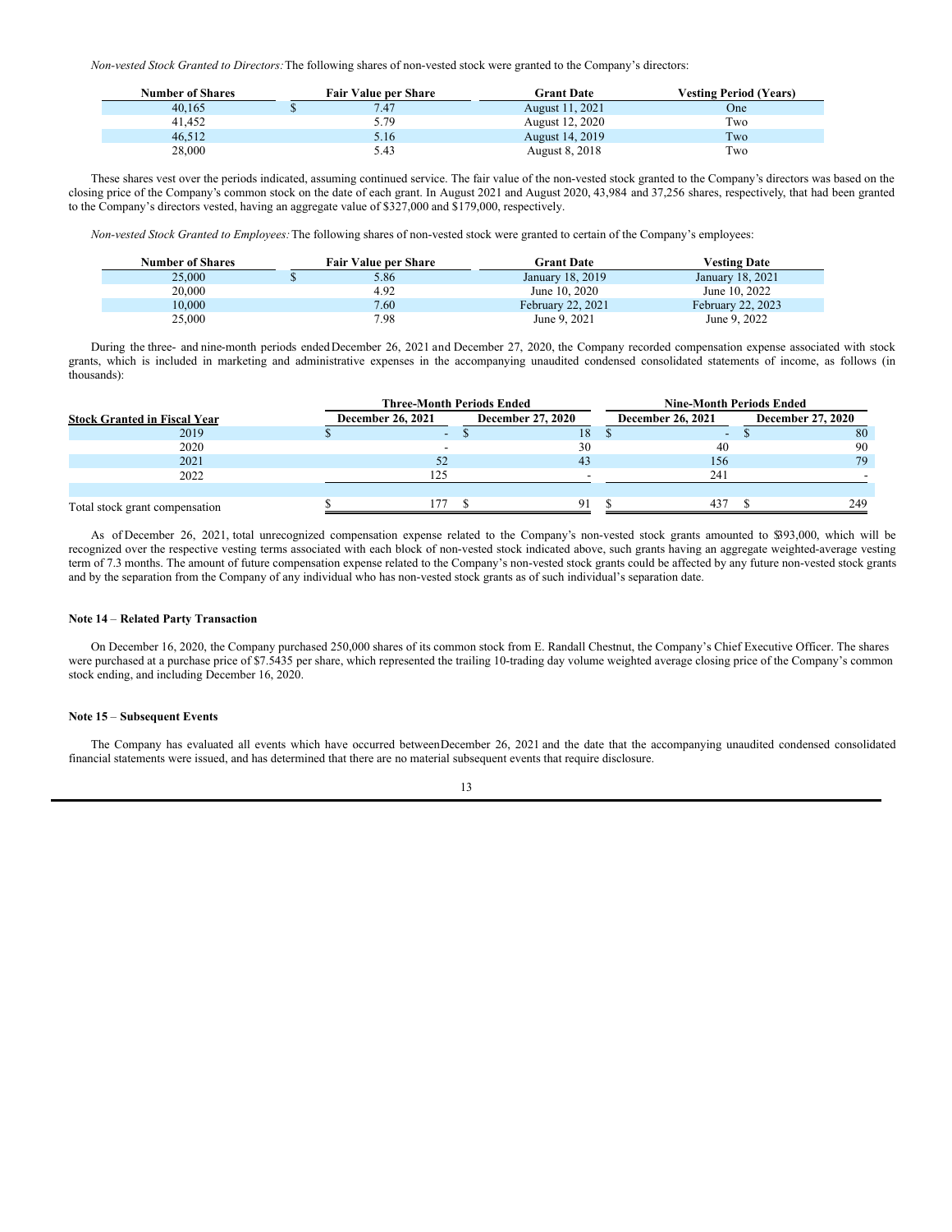*Non-vested Stock Granted to Directors:* The following shares of non-vested stock were granted to the Company's directors:

| Number of Shares | Fair Value per Share | Grant Date | Vesting Period (Years) |
|---|---|---|---|
| 40,165 | $ 7.47 | August 11, 2021 | One |
| 41,452 | 5.79 | August 12, 2020 | Two |
| 46,512 | 5.16 | August 14, 2019 | Two |
| 28,000 | 5.43 | August 8, 2018 | Two |

These shares vest over the periods indicated, assuming continued service. The fair value of the non-vested stock granted to the Company's directors was based on the closing price of the Company's common stock on the date of each grant. In August 2021 and August 2020, 43,984 and 37,256 shares, respectively, that had been granted to the Company's directors vested, having an aggregate value of $327,000 and $179,000, respectively.

*Non-vested Stock Granted to Employees:* The following shares of non-vested stock were granted to certain of the Company's employees:

| Number of Shares | Fair Value per Share | Grant Date | Vesting Date |
|---|---|---|---|
| 25,000 | $ 5.86 | January 18, 2019 | January 18, 2021 |
| 20,000 | 4.92 | June 10, 2020 | June 10, 2022 |
| 10,000 | 7.60 | February 22, 2021 | February 22, 2023 |
| 25,000 | 7.98 | June 9, 2021 | June 9, 2022 |

During the three- and nine-month periods ended December 26, 2021 and December 27, 2020, the Company recorded compensation expense associated with stock grants, which is included in marketing and administrative expenses in the accompanying unaudited condensed consolidated statements of income, as follows (in thousands):

| | Three-Month Periods Ended | | Nine-Month Periods Ended | |
|---|---|---|---|---|
| **Stock Granted in Fiscal Year** | **December 26, 2021** | **December 27, 2020** | **December 26, 2021** | **December 27, 2020** |
| 2019 | $ - | $ 18 | $ - | $ 80 |
| 2020 | - | 30 | 40 | 90 |
| 2021 | 52 | 43 | 156 | 79 |
| 2022 | 125 | - | 241 | - |
| Total stock grant compensation | $ 177 | $ 91 | $ 437 | $ 249 |

As of December 26, 2021, total unrecognized compensation expense related to the Company's non-vested stock grants amounted to $393,000, which will be recognized over the respective vesting terms associated with each block of non-vested stock indicated above, such grants having an aggregate weighted-average vesting term of 7.3 months. The amount of future compensation expense related to the Company's non-vested stock grants could be affected by any future non-vested stock grants and by the separation from the Company of any individual who has non-vested stock grants as of such individual's separation date.

**Note 14** – **Related Party Transaction**

On December 16, 2020, the Company purchased 250,000 shares of its common stock from E. Randall Chestnut, the Company's Chief Executive Officer. The shares were purchased at a purchase price of $7.5435 per share, which represented the trailing 10-trading day volume weighted average closing price of the Company's common stock ending, and including December 16, 2020.

**Note 15** – **Subsequent Events**

The Company has evaluated all events which have occurred between December 26, 2021 and the date that the accompanying unaudited condensed consolidated financial statements were issued, and has determined that there are no material subsequent events that require disclosure.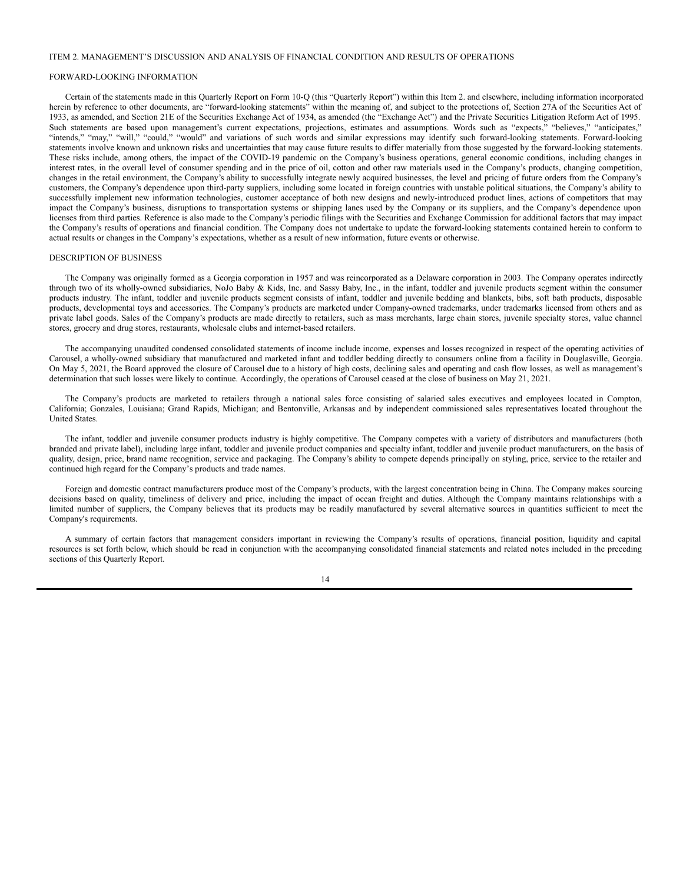## ITEM 2. MANAGEMENT'S DISCUSSION AND ANALYSIS OF FINANCIAL CONDITION AND RESULTS OF OPERATIONS

### FORWARD-LOOKING INFORMATION

Certain of the statements made in this Quarterly Report on Form 10-Q (this "Quarterly Report") within this Item 2. and elsewhere, including information incorporated herein by reference to other documents, are "forward-looking statements" within the meaning of, and subject to the protections of, Section 27A of the Securities Act of 1933, as amended, and Section 21E of the Securities Exchange Act of 1934, as amended (the "Exchange Act") and the Private Securities Litigation Reform Act of 1995. Such statements are based upon management's current expectations, projections, estimates and assumptions. Words such as "expects," "believes," "anticipates," "intends," "may," "will," "could," "would" and variations of such words and similar expressions may identify such forward-looking statements. Forward-looking statements involve known and unknown risks and uncertainties that may cause future results to differ materially from those suggested by the forward-looking statements. These risks include, among others, the impact of the COVID-19 pandemic on the Company's business operations, general economic conditions, including changes in interest rates, in the overall level of consumer spending and in the price of oil, cotton and other raw materials used in the Company's products, changing competition, changes in the retail environment, the Company's ability to successfully integrate newly acquired businesses, the level and pricing of future orders from the Company's customers, the Company's dependence upon third-party suppliers, including some located in foreign countries with unstable political situations, the Company's ability to successfully implement new information technologies, customer acceptance of both new designs and newly-introduced product lines, actions of competitors that may impact the Company's business, disruptions to transportation systems or shipping lanes used by the Company or its suppliers, and the Company's dependence upon licenses from third parties. Reference is also made to the Company's periodic filings with the Securities and Exchange Commission for additional factors that may impact the Company's results of operations and financial condition. The Company does not undertake to update the forward-looking statements contained herein to conform to actual results or changes in the Company's expectations, whether as a result of new information, future events or otherwise.

### DESCRIPTION OF BUSINESS

The Company was originally formed as a Georgia corporation in 1957 and was reincorporated as a Delaware corporation in 2003. The Company operates indirectly through two of its wholly-owned subsidiaries, NoJo Baby & Kids, Inc. and Sassy Baby, Inc., in the infant, toddler and juvenile products segment within the consumer products industry. The infant, toddler and juvenile products segment consists of infant, toddler and juvenile bedding and blankets, bibs, soft bath products, disposable products, developmental toys and accessories. The Company's products are marketed under Company-owned trademarks, under trademarks licensed from others and as private label goods. Sales of the Company's products are made directly to retailers, such as mass merchants, large chain stores, juvenile specialty stores, value channel stores, grocery and drug stores, restaurants, wholesale clubs and internet-based retailers.

The accompanying unaudited condensed consolidated statements of income include income, expenses and losses recognized in respect of the operating activities of Carousel, a wholly-owned subsidiary that manufactured and marketed infant and toddler bedding directly to consumers online from a facility in Douglasville, Georgia. On May 5, 2021, the Board approved the closure of Carousel due to a history of high costs, declining sales and operating and cash flow losses, as well as management's determination that such losses were likely to continue. Accordingly, the operations of Carousel ceased at the close of business on May 21, 2021.

The Company's products are marketed to retailers through a national sales force consisting of salaried sales executives and employees located in Compton, California; Gonzales, Louisiana; Grand Rapids, Michigan; and Bentonville, Arkansas and by independent commissioned sales representatives located throughout the United States.

The infant, toddler and juvenile consumer products industry is highly competitive. The Company competes with a variety of distributors and manufacturers (both branded and private label), including large infant, toddler and juvenile product companies and specialty infant, toddler and juvenile product manufacturers, on the basis of quality, design, price, brand name recognition, service and packaging. The Company's ability to compete depends principally on styling, price, service to the retailer and continued high regard for the Company's products and trade names.

Foreign and domestic contract manufacturers produce most of the Company's products, with the largest concentration being in China. The Company makes sourcing decisions based on quality, timeliness of delivery and price, including the impact of ocean freight and duties. Although the Company maintains relationships with a limited number of suppliers, the Company believes that its products may be readily manufactured by several alternative sources in quantities sufficient to meet the Company's requirements.

A summary of certain factors that management considers important in reviewing the Company's results of operations, financial position, liquidity and capital resources is set forth below, which should be read in conjunction with the accompanying consolidated financial statements and related notes included in the preceding sections of this Quarterly Report.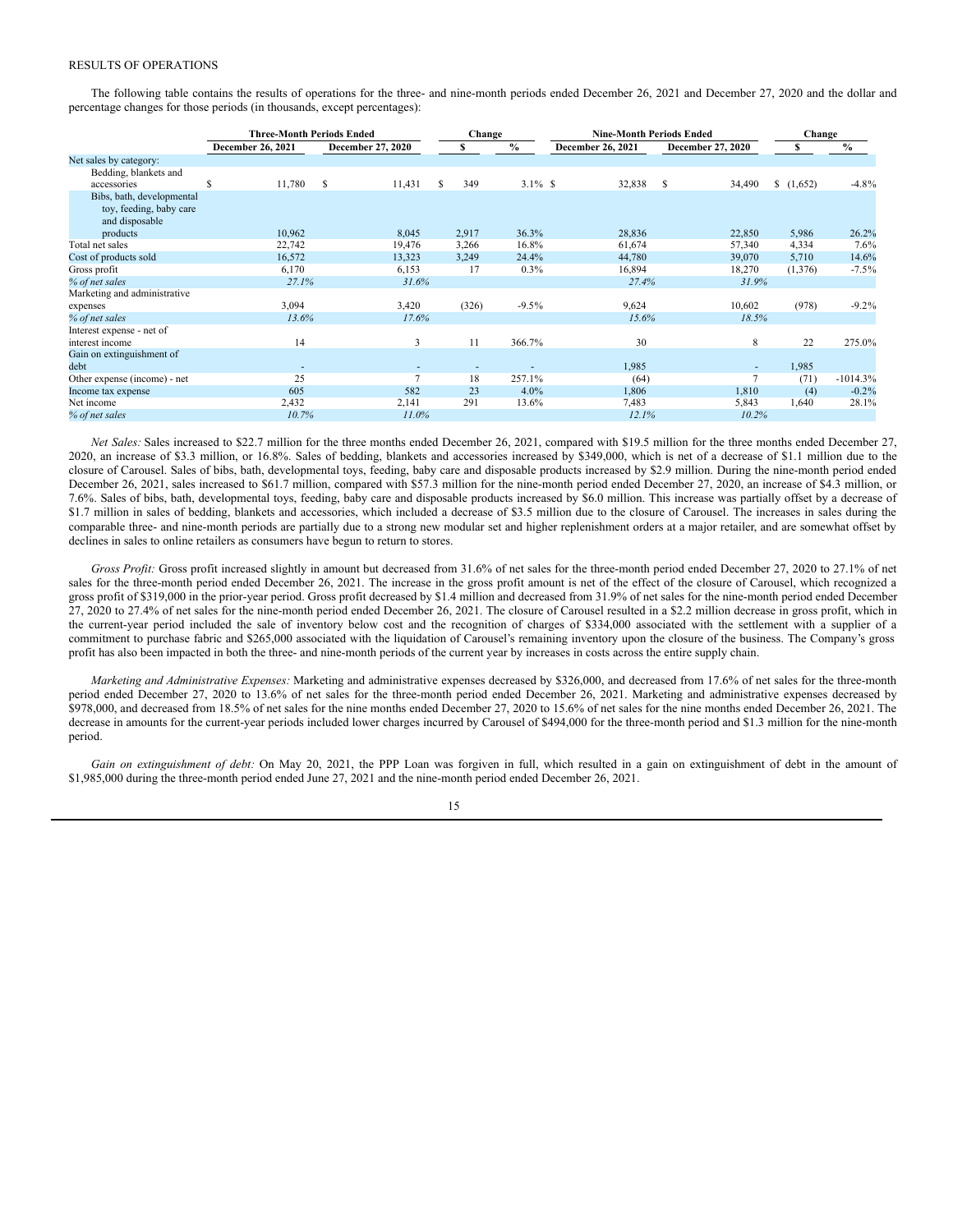RESULTS OF OPERATIONS

The following table contains the results of operations for the three- and nine-month periods ended December 26, 2021 and December 27, 2020 and the dollar and percentage changes for those periods (in thousands, except percentages):

| | Three-Month Periods Ended | | Change | | Nine-Month Periods Ended | | Change | |
|---|---|---|---|---|---|---|---|---|
| | December 26, 2021 | December 27, 2020 | $ | % | December 26, 2021 | December 27, 2020 | $ | % |
| Net sales by category: | | | | | | | | |
| Bedding, blankets and accessories | $ 11,780 | $ 11,431 | $ 349 | 3.1% | $ 32,838 | $ 34,490 | $ (1,652) | -4.8% |
| Bibs, bath, developmental toy, feeding, baby care and disposable products | 10,962 | 8,045 | 2,917 | 36.3% | 28,836 | 22,850 | 5,986 | 26.2% |
| Total net sales | 22,742 | 19,476 | 3,266 | 16.8% | 61,674 | 57,340 | 4,334 | 7.6% |
| Cost of products sold | 16,572 | 13,323 | 3,249 | 24.4% | 44,780 | 39,070 | 5,710 | 14.6% |
| Gross profit | 6,170 | 6,153 | 17 | 0.3% | 16,894 | 18,270 | (1,376) | -7.5% |
| *% of net sales* | *27.1%* | *31.6%* | | | *27.4%* | *31.9%* | | |
| Marketing and administrative expenses | 3,094 | 3,420 | (326) | -9.5% | 9,624 | 10,602 | (978) | -9.2% |
| *% of net sales* | *13.6%* | *17.6%* | | | *15.6%* | *18.5%* | | |
| Interest expense - net of interest income | 14 | 3 | 11 | 366.7% | 30 | 8 | 22 | 275.0% |
| Gain on extinguishment of debt | - | - | - | - | 1,985 | - | 1,985 | |
| Other expense (income) - net | 25 | 7 | 18 | 257.1% | (64) | 7 | (71) | -1014.3% |
| Income tax expense | 605 | 582 | 23 | 4.0% | 1,806 | 1,810 | (4) | -0.2% |
| Net income | 2,432 | 2,141 | 291 | 13.6% | 7,483 | 5,843 | 1,640 | 28.1% |
| *% of net sales* | *10.7%* | *11.0%* | | | *12.1%* | *10.2%* | | |

*Net Sales:* Sales increased to $22.7 million for the three months ended December 26, 2021, compared with $19.5 million for the three months ended December 27, 2020, an increase of $3.3 million, or 16.8%. Sales of bedding, blankets and accessories increased by $349,000, which is net of a decrease of $1.1 million due to the closure of Carousel. Sales of bibs, bath, developmental toys, feeding, baby care and disposable products increased by $2.9 million. During the nine-month period ended December 26, 2021, sales increased to $61.7 million, compared with $57.3 million for the nine-month period ended December 27, 2020, an increase of $4.3 million, or 7.6%. Sales of bibs, bath, developmental toys, feeding, baby care and disposable products increased by $6.0 million. This increase was partially offset by a decrease of $1.7 million in sales of bedding, blankets and accessories, which included a decrease of $3.5 million due to the closure of Carousel. The increases in sales during the comparable three- and nine-month periods are partially due to a strong new modular set and higher replenishment orders at a major retailer, and are somewhat offset by declines in sales to online retailers as consumers have begun to return to stores.

*Gross Profit:* Gross profit increased slightly in amount but decreased from 31.6% of net sales for the three-month period ended December 27, 2020 to 27.1% of net sales for the three-month period ended December 26, 2021. The increase in the gross profit amount is net of the effect of the closure of Carousel, which recognized a gross profit of $319,000 in the prior-year period. Gross profit decreased by $1.4 million and decreased from 31.9% of net sales for the nine-month period ended December 27, 2020 to 27.4% of net sales for the nine-month period ended December 26, 2021. The closure of Carousel resulted in a $2.2 million decrease in gross profit, which in the current-year period included the sale of inventory below cost and the recognition of charges of $334,000 associated with the settlement with a supplier of a commitment to purchase fabric and $265,000 associated with the liquidation of Carousel's remaining inventory upon the closure of the business. The Company's gross profit has also been impacted in both the three- and nine-month periods of the current year by increases in costs across the entire supply chain.

*Marketing and Administrative Expenses:* Marketing and administrative expenses decreased by $326,000, and decreased from 17.6% of net sales for the three-month period ended December 27, 2020 to 13.6% of net sales for the three-month period ended December 26, 2021. Marketing and administrative expenses decreased by $978,000, and decreased from 18.5% of net sales for the nine months ended December 27, 2020 to 15.6% of net sales for the nine months ended December 26, 2021. The decrease in amounts for the current-year periods included lower charges incurred by Carousel of $494,000 for the three-month period and $1.3 million for the nine-month period.

*Gain on extinguishment of debt:* On May 20, 2021, the PPP Loan was forgiven in full, which resulted in a gain on extinguishment of debt in the amount of $1,985,000 during the three-month period ended June 27, 2021 and the nine-month period ended December 26, 2021.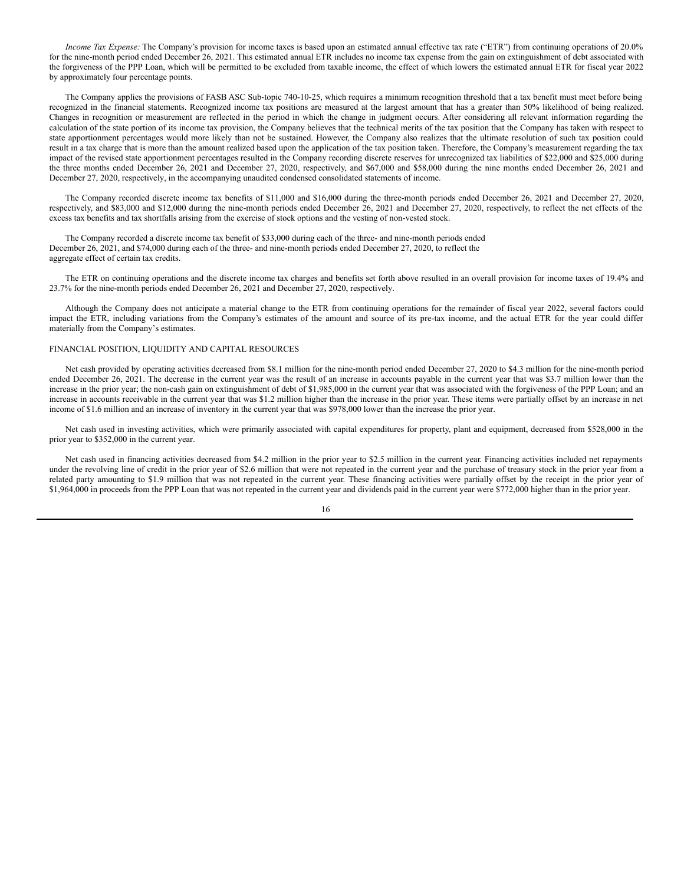*Income Tax Expense:* The Company's provision for income taxes is based upon an estimated annual effective tax rate ("ETR") from continuing operations of 20.0% for the nine-month period ended December 26, 2021. This estimated annual ETR includes no income tax expense from the gain on extinguishment of debt associated with the forgiveness of the PPP Loan, which will be permitted to be excluded from taxable income, the effect of which lowers the estimated annual ETR for fiscal year 2022 by approximately four percentage points.

The Company applies the provisions of FASB ASC Sub-topic 740-10-25, which requires a minimum recognition threshold that a tax benefit must meet before being recognized in the financial statements. Recognized income tax positions are measured at the largest amount that has a greater than 50% likelihood of being realized. Changes in recognition or measurement are reflected in the period in which the change in judgment occurs. After considering all relevant information regarding the calculation of the state portion of its income tax provision, the Company believes that the technical merits of the tax position that the Company has taken with respect to state apportionment percentages would more likely than not be sustained. However, the Company also realizes that the ultimate resolution of such tax position could result in a tax charge that is more than the amount realized based upon the application of the tax position taken. Therefore, the Company's measurement regarding the tax impact of the revised state apportionment percentages resulted in the Company recording discrete reserves for unrecognized tax liabilities of $22,000 and $25,000 during the three months ended December 26, 2021 and December 27, 2020, respectively, and $67,000 and $58,000 during the nine months ended December 26, 2021 and December 27, 2020, respectively, in the accompanying unaudited condensed consolidated statements of income.

The Company recorded discrete income tax benefits of $11,000 and $16,000 during the three-month periods ended December 26, 2021 and December 27, 2020, respectively, and $83,000 and $12,000 during the nine-month periods ended December 26, 2021 and December 27, 2020, respectively, to reflect the net effects of the excess tax benefits and tax shortfalls arising from the exercise of stock options and the vesting of non-vested stock.

The Company recorded a discrete income tax benefit of $33,000 during each of the three- and nine-month periods ended December 26, 2021, and $74,000 during each of the three- and nine-month periods ended December 27, 2020, to reflect the aggregate effect of certain tax credits.

The ETR on continuing operations and the discrete income tax charges and benefits set forth above resulted in an overall provision for income taxes of 19.4% and 23.7% for the nine-month periods ended December 26, 2021 and December 27, 2020, respectively.

Although the Company does not anticipate a material change to the ETR from continuing operations for the remainder of fiscal year 2022, several factors could impact the ETR, including variations from the Company's estimates of the amount and source of its pre-tax income, and the actual ETR for the year could differ materially from the Company's estimates.

FINANCIAL POSITION, LIQUIDITY AND CAPITAL RESOURCES

Net cash provided by operating activities decreased from $8.1 million for the nine-month period ended December 27, 2020 to $4.3 million for the nine-month period ended December 26, 2021. The decrease in the current year was the result of an increase in accounts payable in the current year that was $3.7 million lower than the increase in the prior year; the non-cash gain on extinguishment of debt of $1,985,000 in the current year that was associated with the forgiveness of the PPP Loan; and an increase in accounts receivable in the current year that was $1.2 million higher than the increase in the prior year. These items were partially offset by an increase in net income of $1.6 million and an increase of inventory in the current year that was $978,000 lower than the increase the prior year.

Net cash used in investing activities, which were primarily associated with capital expenditures for property, plant and equipment, decreased from $528,000 in the prior year to $352,000 in the current year.

Net cash used in financing activities decreased from $4.2 million in the prior year to $2.5 million in the current year. Financing activities included net repayments under the revolving line of credit in the prior year of $2.6 million that were not repeated in the current year and the purchase of treasury stock in the prior year from a related party amounting to $1.9 million that was not repeated in the current year. These financing activities were partially offset by the receipt in the prior year of $1,964,000 in proceeds from the PPP Loan that was not repeated in the current year and dividends paid in the current year were $772,000 higher than in the prior year.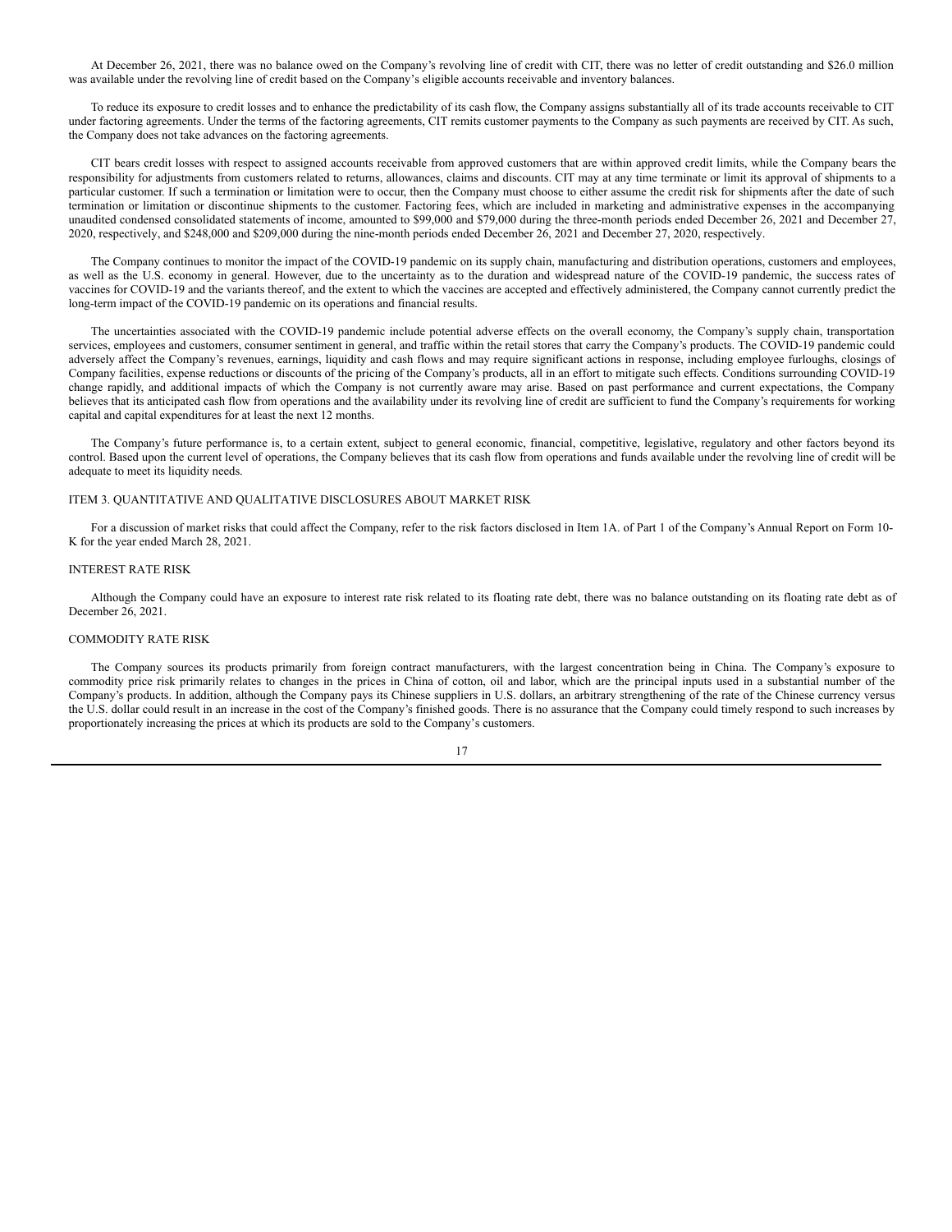At December 26, 2021, there was no balance owed on the Company's revolving line of credit with CIT, there was no letter of credit outstanding and $26.0 million was available under the revolving line of credit based on the Company's eligible accounts receivable and inventory balances.

To reduce its exposure to credit losses and to enhance the predictability of its cash flow, the Company assigns substantially all of its trade accounts receivable to CIT under factoring agreements. Under the terms of the factoring agreements, CIT remits customer payments to the Company as such payments are received by CIT. As such, the Company does not take advances on the factoring agreements.

CIT bears credit losses with respect to assigned accounts receivable from approved customers that are within approved credit limits, while the Company bears the responsibility for adjustments from customers related to returns, allowances, claims and discounts. CIT may at any time terminate or limit its approval of shipments to a particular customer. If such a termination or limitation were to occur, then the Company must choose to either assume the credit risk for shipments after the date of such termination or limitation or discontinue shipments to the customer. Factoring fees, which are included in marketing and administrative expenses in the accompanying unaudited condensed consolidated statements of income, amounted to $99,000 and $79,000 during the three-month periods ended December 26, 2021 and December 27, 2020, respectively, and $248,000 and $209,000 during the nine-month periods ended December 26, 2021 and December 27, 2020, respectively.

The Company continues to monitor the impact of the COVID-19 pandemic on its supply chain, manufacturing and distribution operations, customers and employees, as well as the U.S. economy in general. However, due to the uncertainty as to the duration and widespread nature of the COVID-19 pandemic, the success rates of vaccines for COVID-19 and the variants thereof, and the extent to which the vaccines are accepted and effectively administered, the Company cannot currently predict the long-term impact of the COVID-19 pandemic on its operations and financial results.

The uncertainties associated with the COVID-19 pandemic include potential adverse effects on the overall economy, the Company's supply chain, transportation services, employees and customers, consumer sentiment in general, and traffic within the retail stores that carry the Company's products. The COVID-19 pandemic could adversely affect the Company's revenues, earnings, liquidity and cash flows and may require significant actions in response, including employee furloughs, closings of Company facilities, expense reductions or discounts of the pricing of the Company's products, all in an effort to mitigate such effects. Conditions surrounding COVID-19 change rapidly, and additional impacts of which the Company is not currently aware may arise. Based on past performance and current expectations, the Company believes that its anticipated cash flow from operations and the availability under its revolving line of credit are sufficient to fund the Company's requirements for working capital and capital expenditures for at least the next 12 months.

The Company's future performance is, to a certain extent, subject to general economic, financial, competitive, legislative, regulatory and other factors beyond its control. Based upon the current level of operations, the Company believes that its cash flow from operations and funds available under the revolving line of credit will be adequate to meet its liquidity needs.

## ITEM 3. QUANTITATIVE AND QUALITATIVE DISCLOSURES ABOUT MARKET RISK

For a discussion of market risks that could affect the Company, refer to the risk factors disclosed in Item 1A. of Part 1 of the Company's Annual Report on Form 10-K for the year ended March 28, 2021.

### INTEREST RATE RISK

Although the Company could have an exposure to interest rate risk related to its floating rate debt, there was no balance outstanding on its floating rate debt as of December 26, 2021.

### COMMODITY RATE RISK

The Company sources its products primarily from foreign contract manufacturers, with the largest concentration being in China. The Company's exposure to commodity price risk primarily relates to changes in the prices in China of cotton, oil and labor, which are the principal inputs used in a substantial number of the Company's products. In addition, although the Company pays its Chinese suppliers in U.S. dollars, an arbitrary strengthening of the rate of the Chinese currency versus the U.S. dollar could result in an increase in the cost of the Company's finished goods. There is no assurance that the Company could timely respond to such increases by proportionately increasing the prices at which its products are sold to the Company's customers.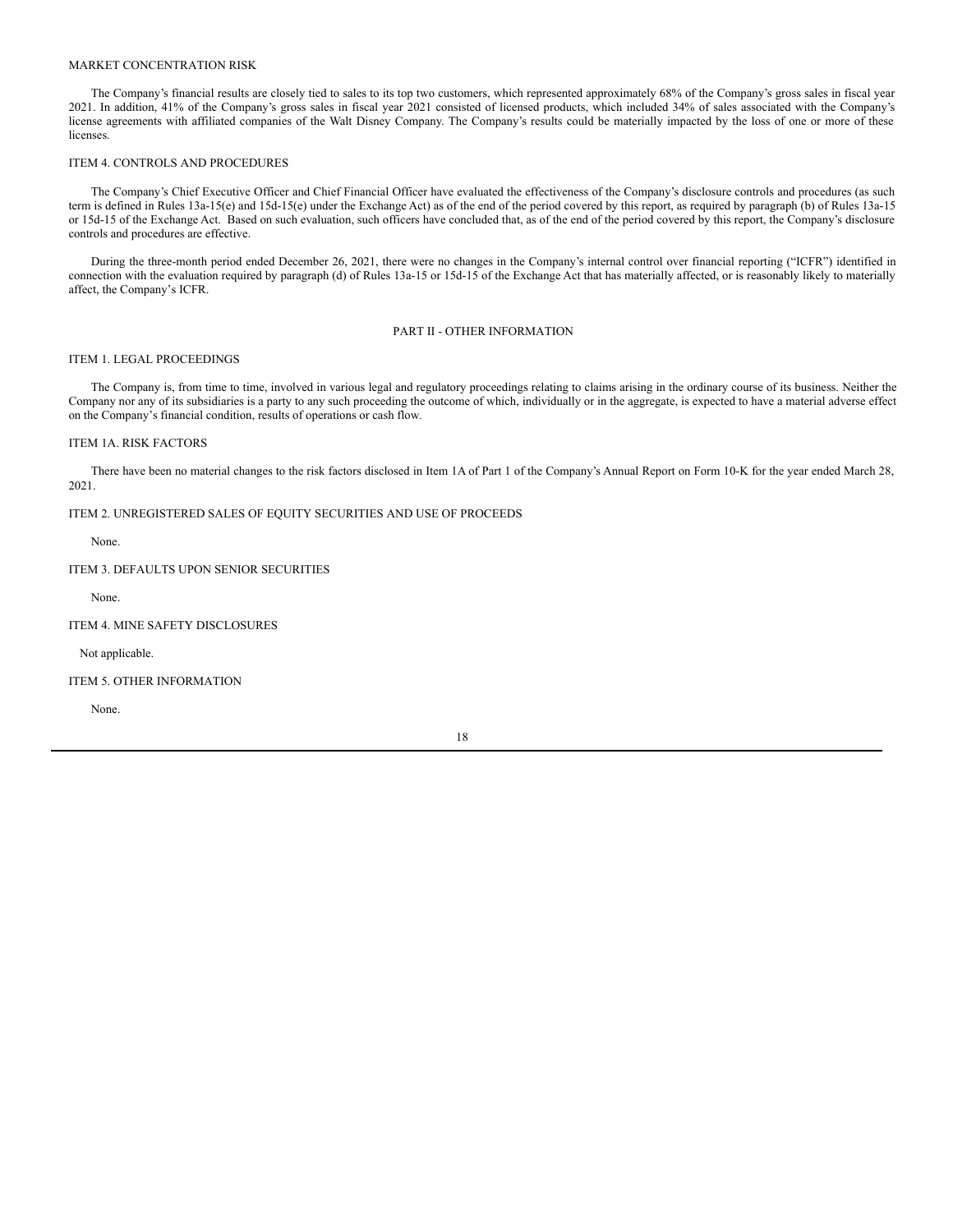### MARKET CONCENTRATION RISK

The Company's financial results are closely tied to sales to its top two customers, which represented approximately 68% of the Company's gross sales in fiscal year 2021. In addition, 41% of the Company's gross sales in fiscal year 2021 consisted of licensed products, which included 34% of sales associated with the Company's license agreements with affiliated companies of the Walt Disney Company. The Company's results could be materially impacted by the loss of one or more of these licenses.

## ITEM 4. CONTROLS AND PROCEDURES

The Company's Chief Executive Officer and Chief Financial Officer have evaluated the effectiveness of the Company's disclosure controls and procedures (as such term is defined in Rules 13a-15(e) and 15d-15(e) under the Exchange Act) as of the end of the period covered by this report, as required by paragraph (b) of Rules 13a-15 or 15d-15 of the Exchange Act. Based on such evaluation, such officers have concluded that, as of the end of the period covered by this report, the Company's disclosure controls and procedures are effective.

During the three-month period ended December 26, 2021, there were no changes in the Company's internal control over financial reporting ("ICFR") identified in connection with the evaluation required by paragraph (d) of Rules 13a-15 or 15d-15 of the Exchange Act that has materially affected, or is reasonably likely to materially affect, the Company's ICFR.

# PART II - OTHER INFORMATION

## ITEM 1. LEGAL PROCEEDINGS

The Company is, from time to time, involved in various legal and regulatory proceedings relating to claims arising in the ordinary course of its business. Neither the Company nor any of its subsidiaries is a party to any such proceeding the outcome of which, individually or in the aggregate, is expected to have a material adverse effect on the Company's financial condition, results of operations or cash flow.

## ITEM 1A. RISK FACTORS

There have been no material changes to the risk factors disclosed in Item 1A of Part 1 of the Company's Annual Report on Form 10-K for the year ended March 28, 2021.

## ITEM 2. UNREGISTERED SALES OF EQUITY SECURITIES AND USE OF PROCEEDS

None.

## ITEM 3. DEFAULTS UPON SENIOR SECURITIES

None.

## ITEM 4. MINE SAFETY DISCLOSURES

Not applicable.

## ITEM 5. OTHER INFORMATION

None.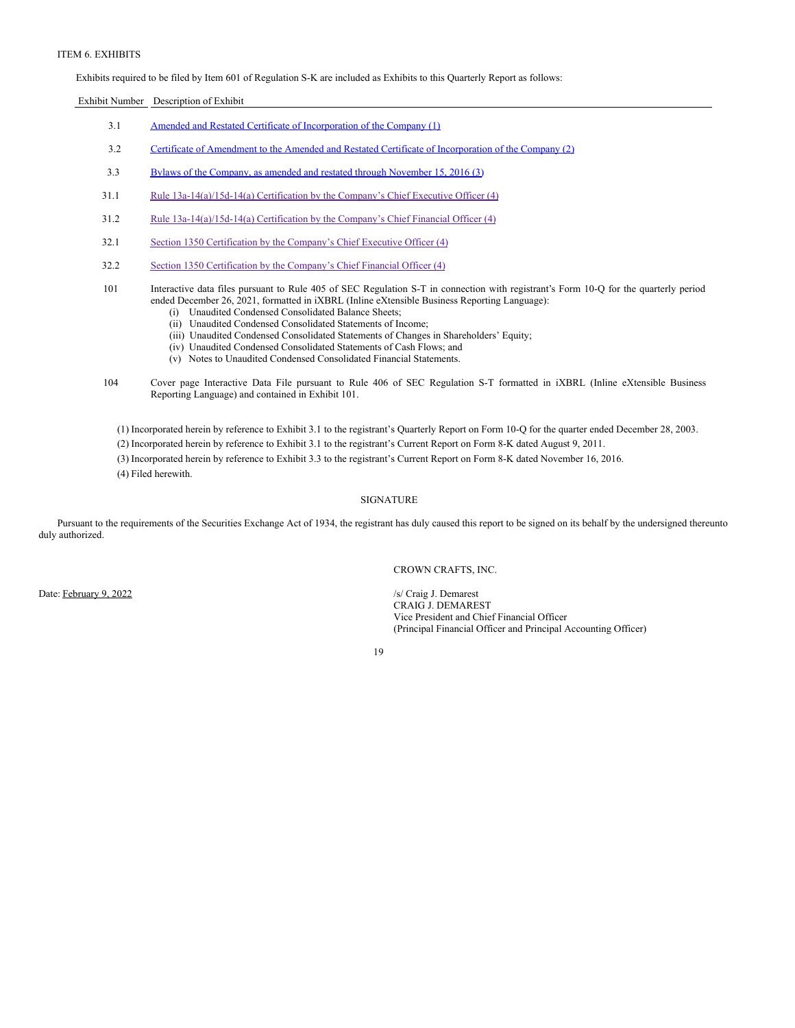ITEM 6. EXHIBITS

Exhibits required to be filed by Item 601 of Regulation S-K are included as Exhibits to this Quarterly Report as follows:

| Exhibit Number | Description of Exhibit |
|---|---|
| 3.1 | Amended and Restated Certificate of Incorporation of the Company (1) |
| 3.2 | Certificate of Amendment to the Amended and Restated Certificate of Incorporation of the Company (2) |
| 3.3 | Bylaws of the Company, as amended and restated through November 15, 2016 (3) |
| 31.1 | Rule 13a-14(a)/15d-14(a) Certification by the Company's Chief Executive Officer (4) |
| 31.2 | Rule 13a-14(a)/15d-14(a) Certification by the Company's Chief Financial Officer (4) |
| 32.1 | Section 1350 Certification by the Company's Chief Executive Officer (4) |
| 32.2 | Section 1350 Certification by the Company's Chief Financial Officer (4) |
| 101 | Interactive data files pursuant to Rule 405 of SEC Regulation S-T in connection with registrant's Form 10-Q for the quarterly period ended December 26, 2021, formatted in iXBRL (Inline eXtensible Business Reporting Language): (i) Unaudited Condensed Consolidated Balance Sheets; (ii) Unaudited Condensed Consolidated Statements of Income; (iii) Unaudited Condensed Consolidated Statements of Changes in Shareholders' Equity; (iv) Unaudited Condensed Consolidated Statements of Cash Flows; and (v) Notes to Unaudited Condensed Consolidated Financial Statements. |
| 104 | Cover page Interactive Data File pursuant to Rule 406 of SEC Regulation S-T formatted in iXBRL (Inline eXtensible Business Reporting Language) and contained in Exhibit 101. |

(1) Incorporated herein by reference to Exhibit 3.1 to the registrant's Quarterly Report on Form 10-Q for the quarter ended December 28, 2003.

(2) Incorporated herein by reference to Exhibit 3.1 to the registrant's Current Report on Form 8-K dated August 9, 2011.

(3) Incorporated herein by reference to Exhibit 3.3 to the registrant's Current Report on Form 8-K dated November 16, 2016.

(4) Filed herewith.

## SIGNATURE

Pursuant to the requirements of the Securities Exchange Act of 1934, the registrant has duly caused this report to be signed on its behalf by the undersigned thereunto duly authorized.

CROWN CRAFTS, INC.

Date: February 9, 2022

/s/ Craig J. Demarest
CRAIG J. DEMAREST
Vice President and Chief Financial Officer
(Principal Financial Officer and Principal Accounting Officer)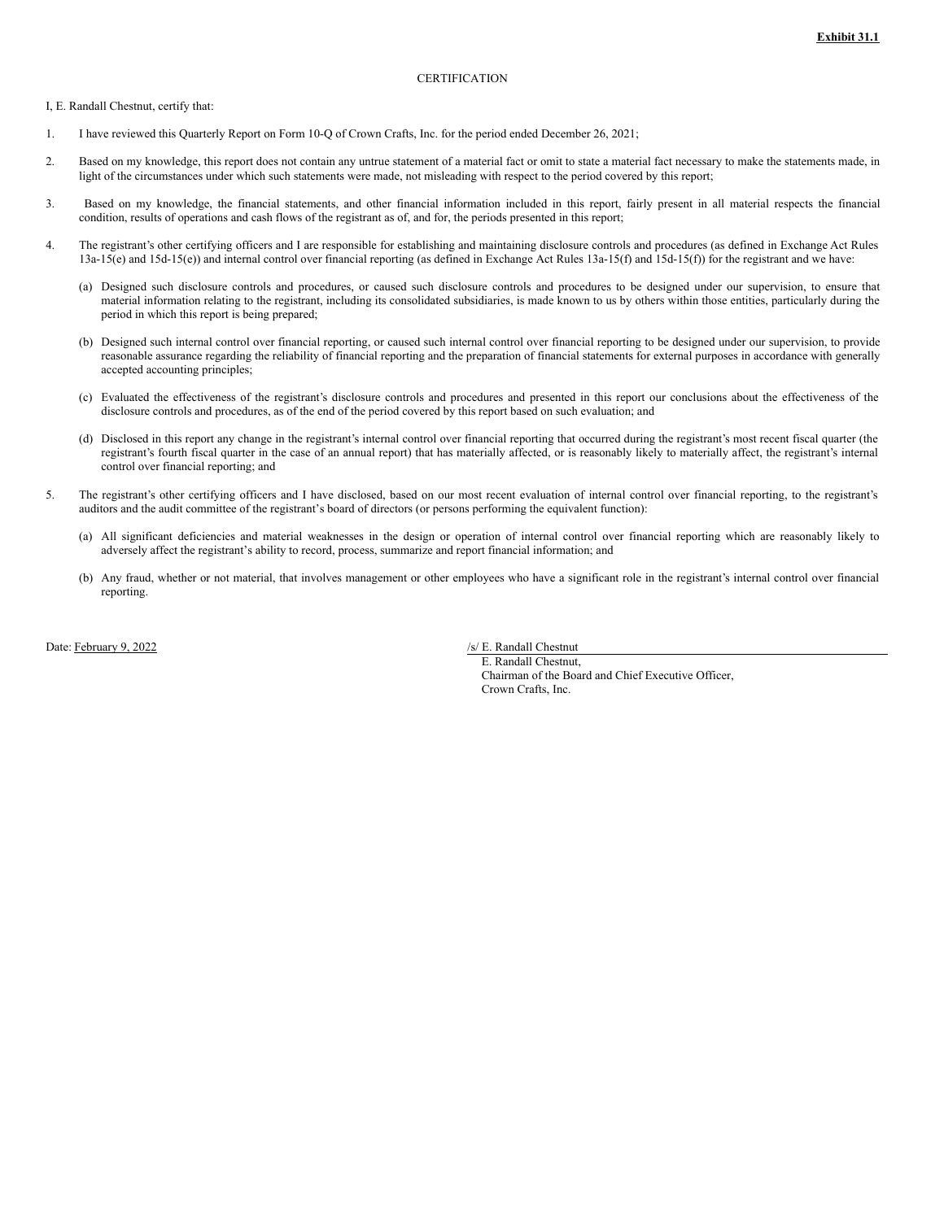**Exhibit 31.1**

CERTIFICATION

I, E. Randall Chestnut, certify that:

1. I have reviewed this Quarterly Report on Form 10-Q of Crown Crafts, Inc. for the period ended December 26, 2021;

2. Based on my knowledge, this report does not contain any untrue statement of a material fact or omit to state a material fact necessary to make the statements made, in light of the circumstances under which such statements were made, not misleading with respect to the period covered by this report;

3. Based on my knowledge, the financial statements, and other financial information included in this report, fairly present in all material respects the financial condition, results of operations and cash flows of the registrant as of, and for, the periods presented in this report;

4. The registrant's other certifying officers and I are responsible for establishing and maintaining disclosure controls and procedures (as defined in Exchange Act Rules 13a-15(e) and 15d-15(e)) and internal control over financial reporting (as defined in Exchange Act Rules 13a-15(f) and 15d-15(f)) for the registrant and we have:

   (a) Designed such disclosure controls and procedures, or caused such disclosure controls and procedures to be designed under our supervision, to ensure that material information relating to the registrant, including its consolidated subsidiaries, is made known to us by others within those entities, particularly during the period in which this report is being prepared;

   (b) Designed such internal control over financial reporting, or caused such internal control over financial reporting to be designed under our supervision, to provide reasonable assurance regarding the reliability of financial reporting and the preparation of financial statements for external purposes in accordance with generally accepted accounting principles;

   (c) Evaluated the effectiveness of the registrant's disclosure controls and procedures and presented in this report our conclusions about the effectiveness of the disclosure controls and procedures, as of the end of the period covered by this report based on such evaluation; and

   (d) Disclosed in this report any change in the registrant's internal control over financial reporting that occurred during the registrant's most recent fiscal quarter (the registrant's fourth fiscal quarter in the case of an annual report) that has materially affected, or is reasonably likely to materially affect, the registrant's internal control over financial reporting; and

5. The registrant's other certifying officers and I have disclosed, based on our most recent evaluation of internal control over financial reporting, to the registrant's auditors and the audit committee of the registrant's board of directors (or persons performing the equivalent function):

   (a) All significant deficiencies and material weaknesses in the design or operation of internal control over financial reporting which are reasonably likely to adversely affect the registrant's ability to record, process, summarize and report financial information; and

   (b) Any fraud, whether or not material, that involves management or other employees who have a significant role in the registrant's internal control over financial reporting.

Date: February 9, 2022

/s/ E. Randall Chestnut
E. Randall Chestnut,
Chairman of the Board and Chief Executive Officer,
Crown Crafts, Inc.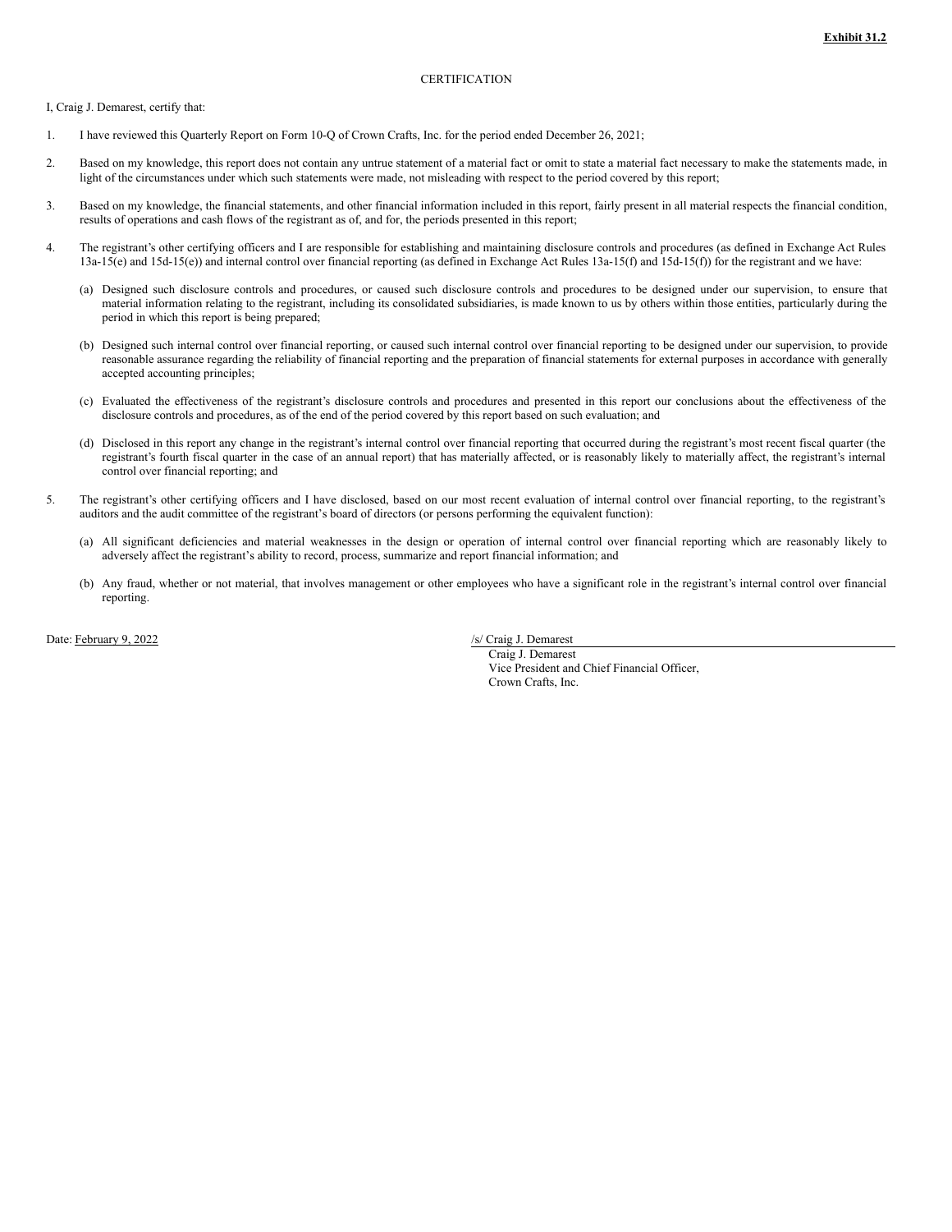**Exhibit 31.2**

CERTIFICATION

I, Craig J. Demarest, certify that:

1. I have reviewed this Quarterly Report on Form 10-Q of Crown Crafts, Inc. for the period ended December 26, 2021;

2. Based on my knowledge, this report does not contain any untrue statement of a material fact or omit to state a material fact necessary to make the statements made, in light of the circumstances under which such statements were made, not misleading with respect to the period covered by this report;

3. Based on my knowledge, the financial statements, and other financial information included in this report, fairly present in all material respects the financial condition, results of operations and cash flows of the registrant as of, and for, the periods presented in this report;

4. The registrant's other certifying officers and I are responsible for establishing and maintaining disclosure controls and procedures (as defined in Exchange Act Rules 13a-15(e) and 15d-15(e)) and internal control over financial reporting (as defined in Exchange Act Rules 13a-15(f) and 15d-15(f)) for the registrant and we have:

   (a) Designed such disclosure controls and procedures, or caused such disclosure controls and procedures to be designed under our supervision, to ensure that material information relating to the registrant, including its consolidated subsidiaries, is made known to us by others within those entities, particularly during the period in which this report is being prepared;

   (b) Designed such internal control over financial reporting, or caused such internal control over financial reporting to be designed under our supervision, to provide reasonable assurance regarding the reliability of financial reporting and the preparation of financial statements for external purposes in accordance with generally accepted accounting principles;

   (c) Evaluated the effectiveness of the registrant's disclosure controls and procedures and presented in this report our conclusions about the effectiveness of the disclosure controls and procedures, as of the end of the period covered by this report based on such evaluation; and

   (d) Disclosed in this report any change in the registrant's internal control over financial reporting that occurred during the registrant's most recent fiscal quarter (the registrant's fourth fiscal quarter in the case of an annual report) that has materially affected, or is reasonably likely to materially affect, the registrant's internal control over financial reporting; and

5. The registrant's other certifying officers and I have disclosed, based on our most recent evaluation of internal control over financial reporting, to the registrant's auditors and the audit committee of the registrant's board of directors (or persons performing the equivalent function):

   (a) All significant deficiencies and material weaknesses in the design or operation of internal control over financial reporting which are reasonably likely to adversely affect the registrant's ability to record, process, summarize and report financial information; and

   (b) Any fraud, whether or not material, that involves management or other employees who have a significant role in the registrant's internal control over financial reporting.

Date: February 9, 2022

/s/ Craig J. Demarest
Craig J. Demarest
Vice President and Chief Financial Officer,
Crown Crafts, Inc.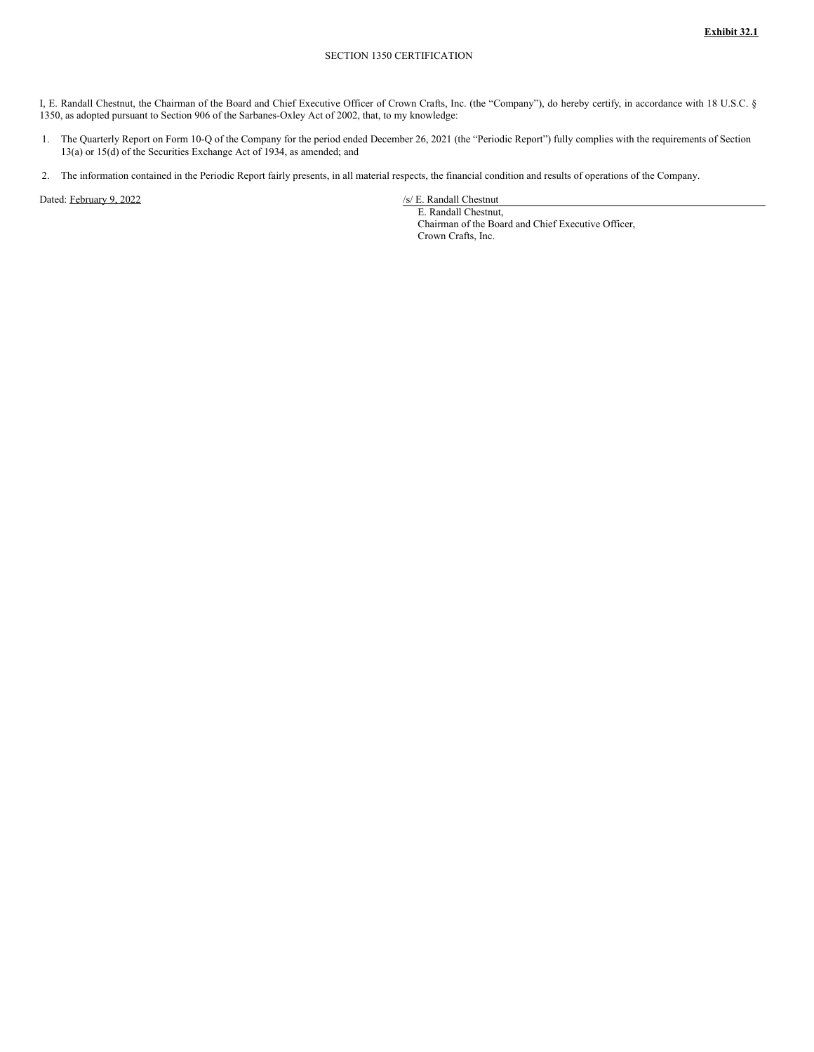**Exhibit 32.1**

SECTION 1350 CERTIFICATION

I, E. Randall Chestnut, the Chairman of the Board and Chief Executive Officer of Crown Crafts, Inc. (the "Company"), do hereby certify, in accordance with 18 U.S.C. § 1350, as adopted pursuant to Section 906 of the Sarbanes-Oxley Act of 2002, that, to my knowledge:

1. The Quarterly Report on Form 10-Q of the Company for the period ended December 26, 2021 (the "Periodic Report") fully complies with the requirements of Section 13(a) or 15(d) of the Securities Exchange Act of 1934, as amended; and

2. The information contained in the Periodic Report fairly presents, in all material respects, the financial condition and results of operations of the Company.

Dated: February 9, 2022

/s/ E. Randall Chestnut
E. Randall Chestnut,
Chairman of the Board and Chief Executive Officer,
Crown Crafts, Inc.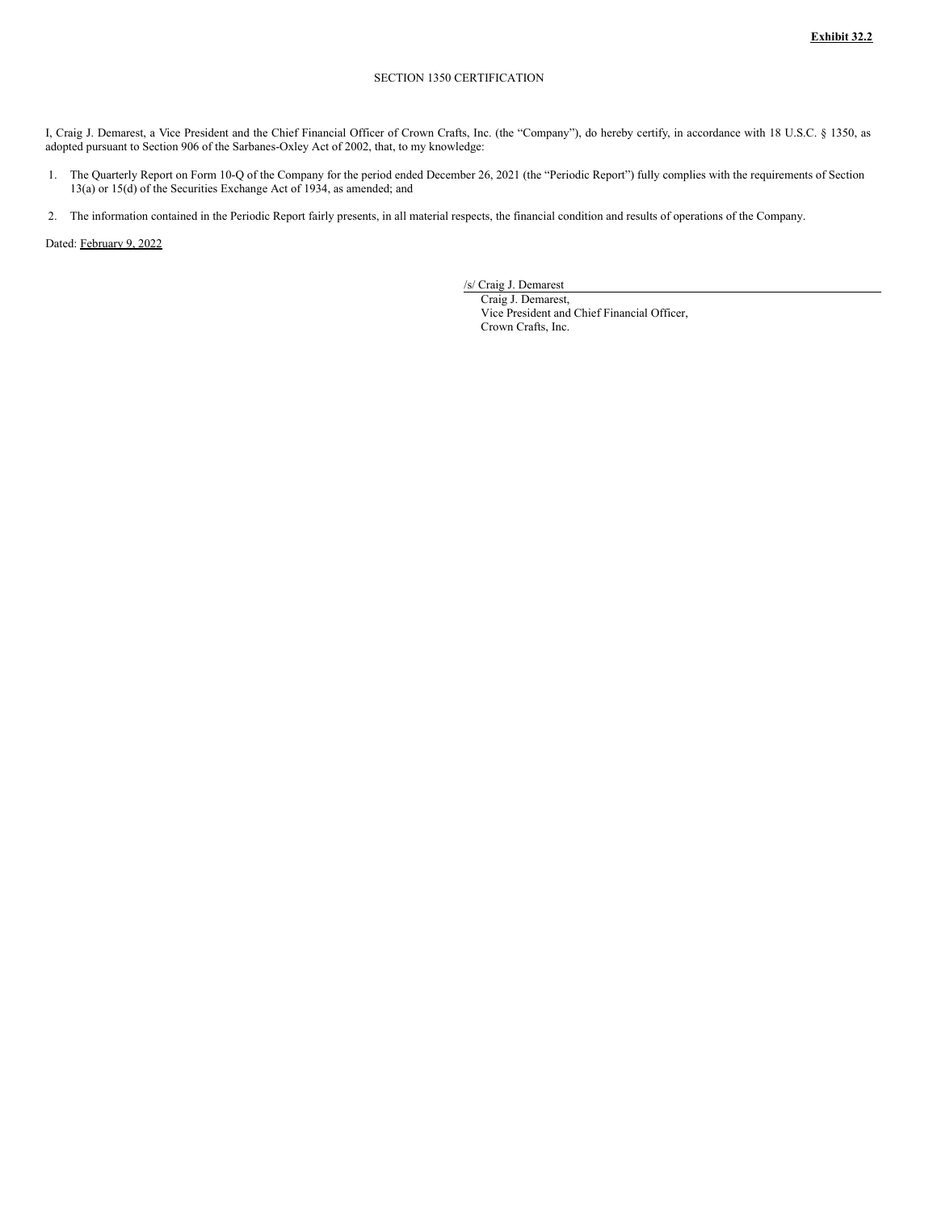**Exhibit 32.2**

SECTION 1350 CERTIFICATION

I, Craig J. Demarest, a Vice President and the Chief Financial Officer of Crown Crafts, Inc. (the "Company"), do hereby certify, in accordance with 18 U.S.C. § 1350, as adopted pursuant to Section 906 of the Sarbanes-Oxley Act of 2002, that, to my knowledge:

1. The Quarterly Report on Form 10-Q of the Company for the period ended December 26, 2021 (the "Periodic Report") fully complies with the requirements of Section 13(a) or 15(d) of the Securities Exchange Act of 1934, as amended; and

2. The information contained in the Periodic Report fairly presents, in all material respects, the financial condition and results of operations of the Company.

Dated: February 9, 2022

/s/ Craig J. Demarest
Craig J. Demarest,
Vice President and Chief Financial Officer,
Crown Crafts, Inc.